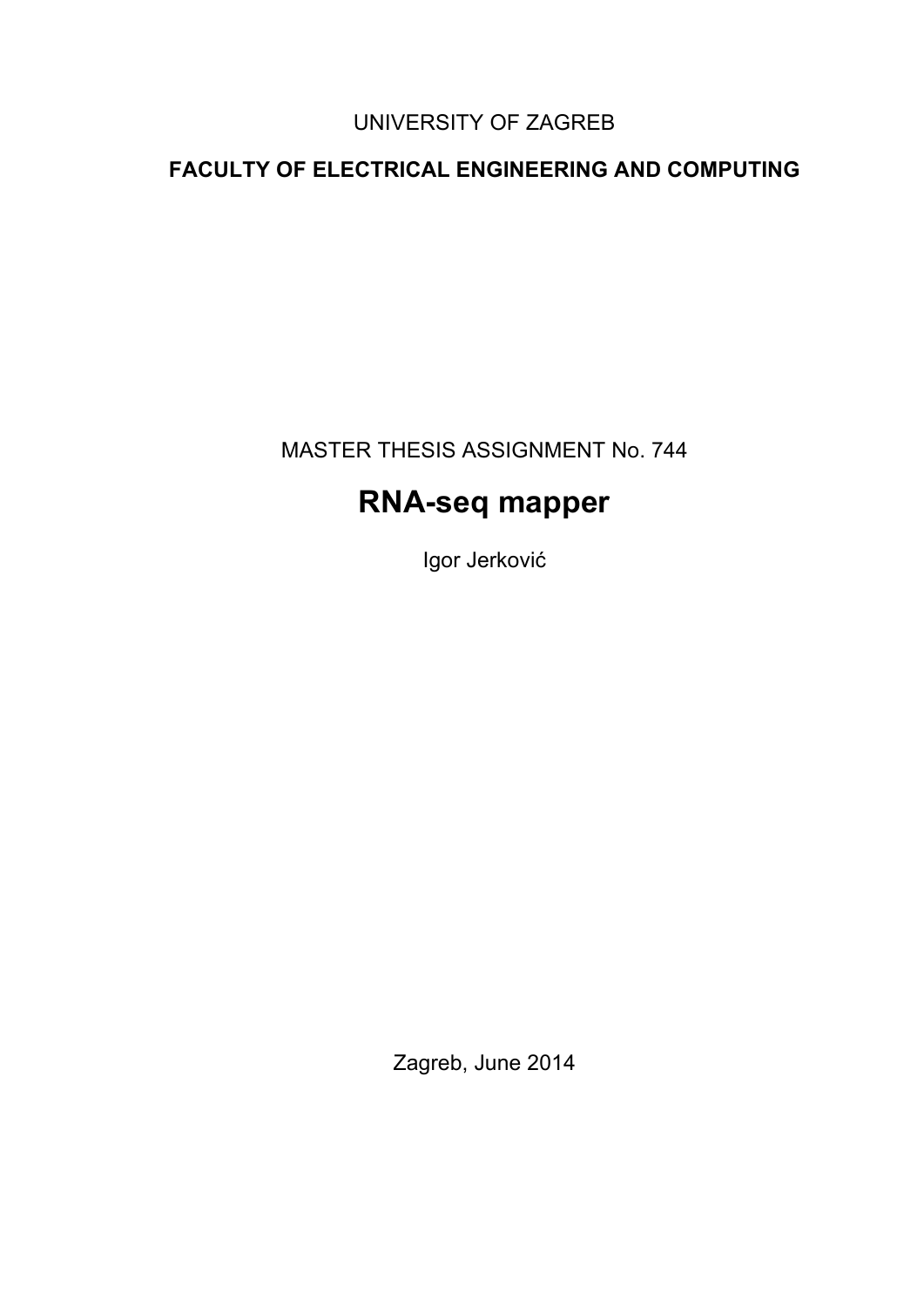UNIVERSITY OF ZAGREB

**FACULTY OF ELECTRICAL ENGINEERING AND COMPUTING**

MASTER THESIS ASSIGNMENT No. 744

# RNA-seq mapper

Igor Jerković

Zagreb, June 2014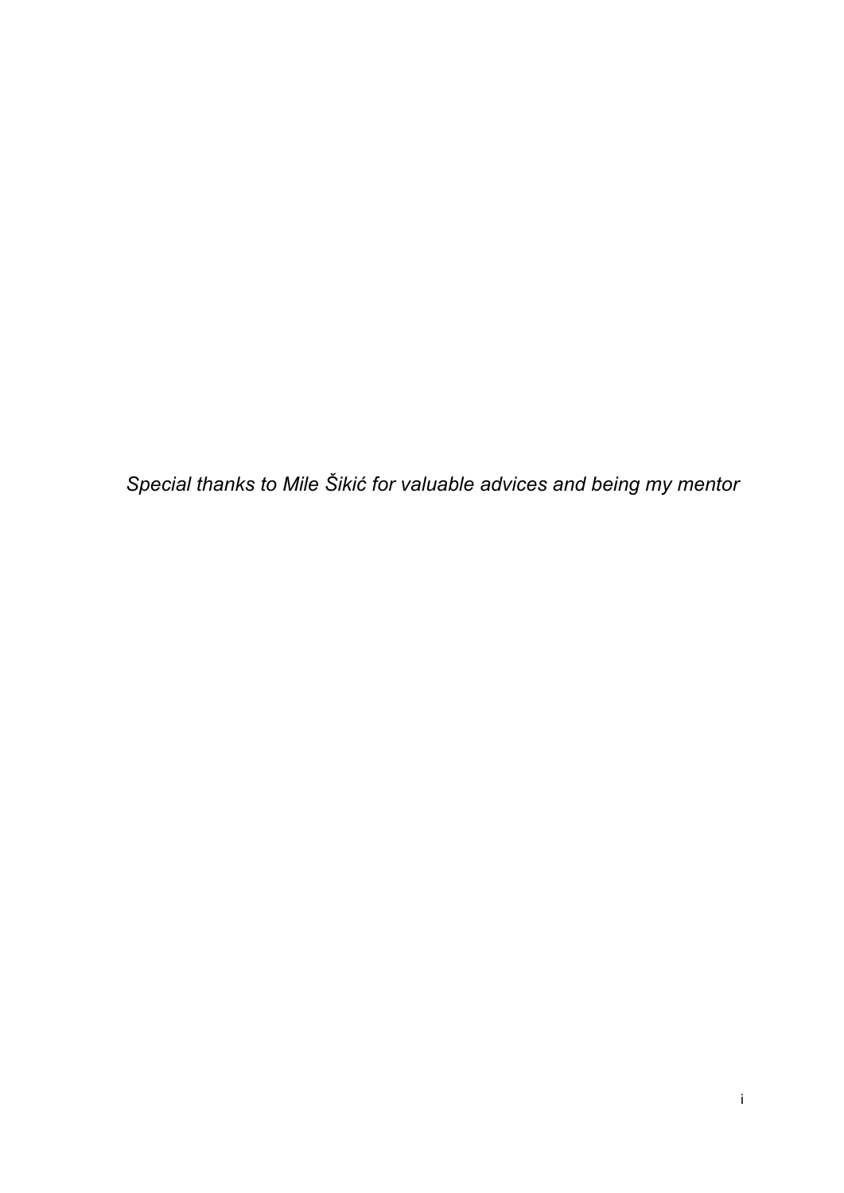*Special thanks to Mile Šikić for valuable advices and being my mentor*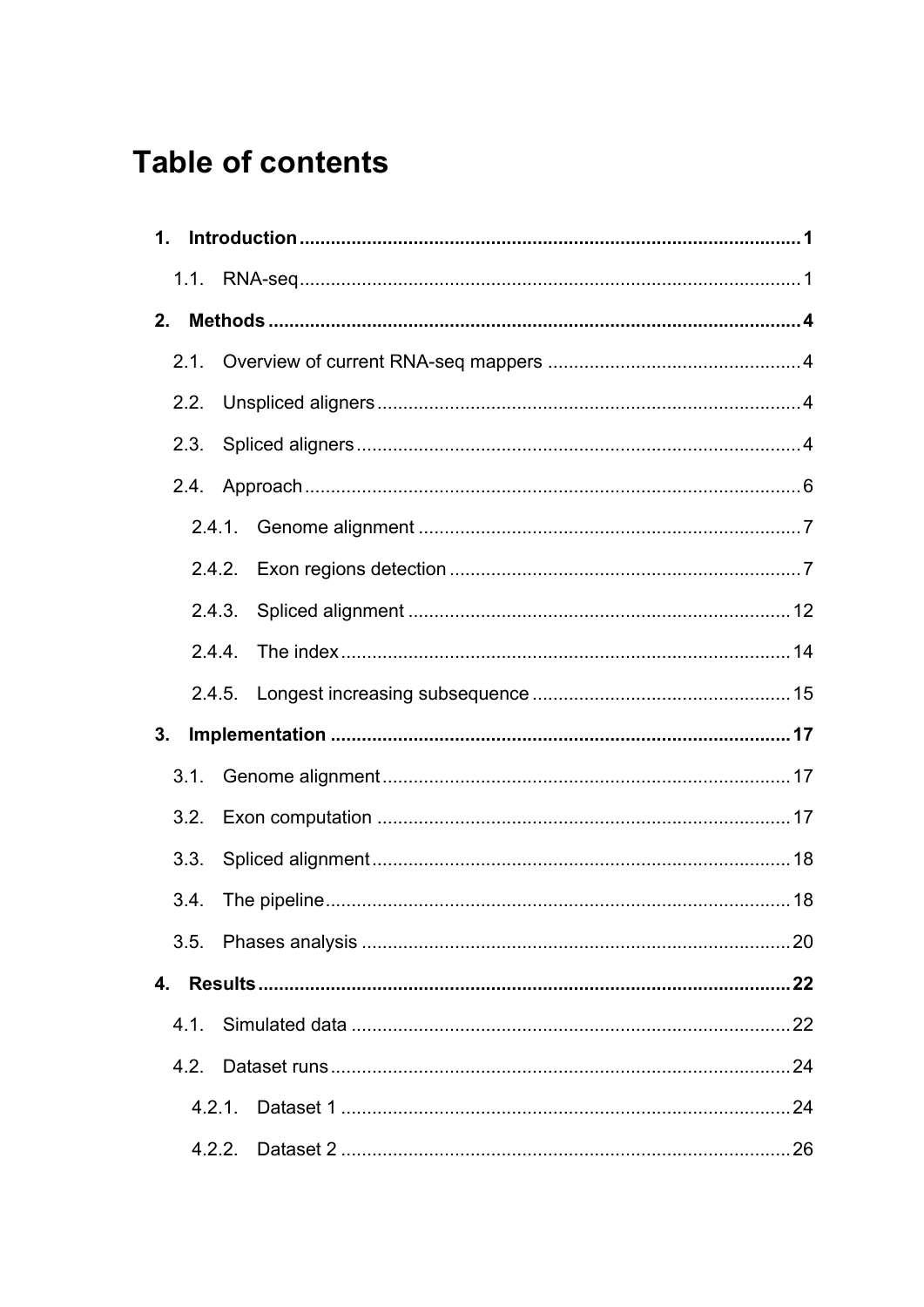# Table of contents

**1. Introduction .......... 1**

- 1.1. RNA-seq .......... 1

**2. Methods .......... 4**

- 2.1. Overview of current RNA-seq mappers .......... 4
- 2.2. Unspliced aligners .......... 4
- 2.3. Spliced aligners .......... 4
- 2.4. Approach .......... 6
  - 2.4.1. Genome alignment .......... 7
  - 2.4.2. Exon regions detection .......... 7
  - 2.4.3. Spliced alignment .......... 12
  - 2.4.4. The index .......... 14
  - 2.4.5. Longest increasing subsequence .......... 15

**3. Implementation .......... 17**

- 3.1. Genome alignment .......... 17
- 3.2. Exon computation .......... 17
- 3.3. Spliced alignment .......... 18
- 3.4. The pipeline .......... 18
- 3.5. Phases analysis .......... 20

**4. Results .......... 22**

- 4.1. Simulated data .......... 22
- 4.2. Dataset runs .......... 24
  - 4.2.1. Dataset 1 .......... 24
  - 4.2.2. Dataset 2 .......... 26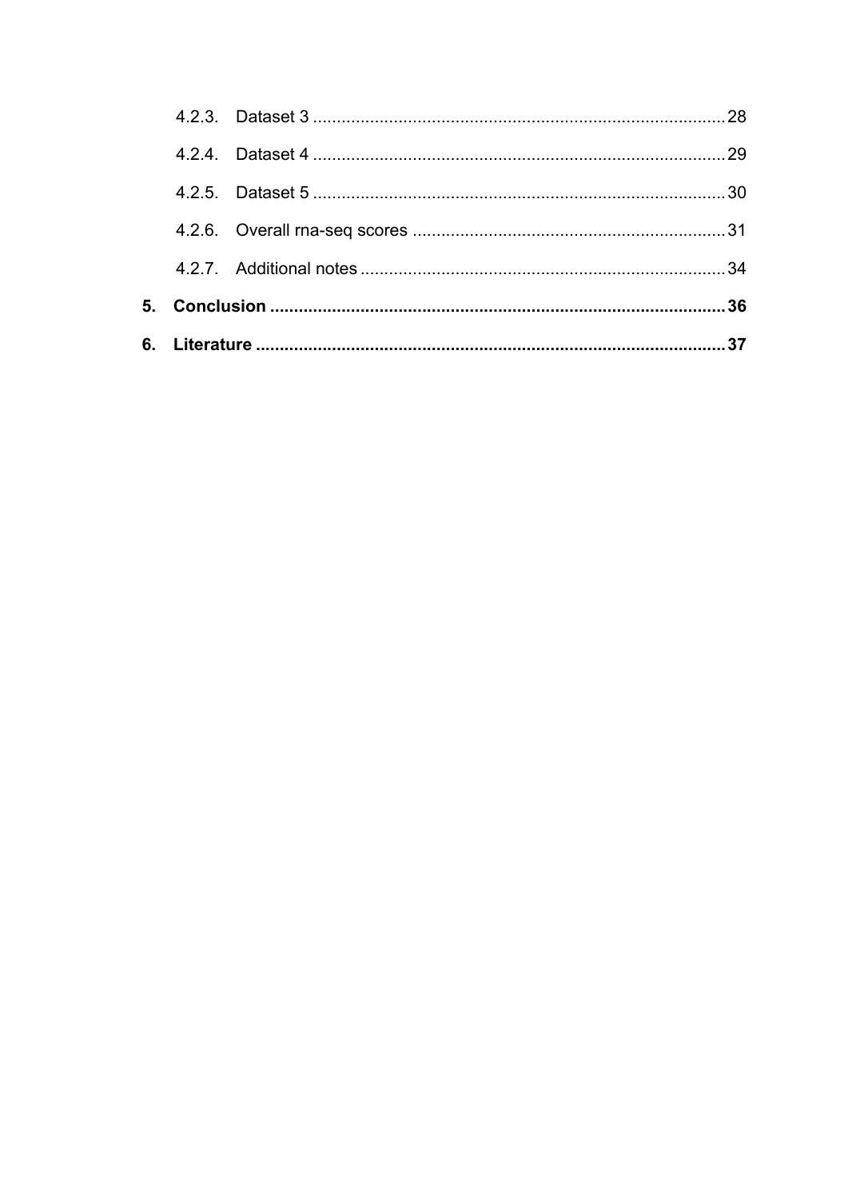4.2.3. Dataset 3 .......... 28

4.2.4. Dataset 4 .......... 29

4.2.5. Dataset 5 .......... 30

4.2.6. Overall rna-seq scores .......... 31

4.2.7. Additional notes .......... 34

**5. Conclusion .......... 36**

**6. Literature .......... 37**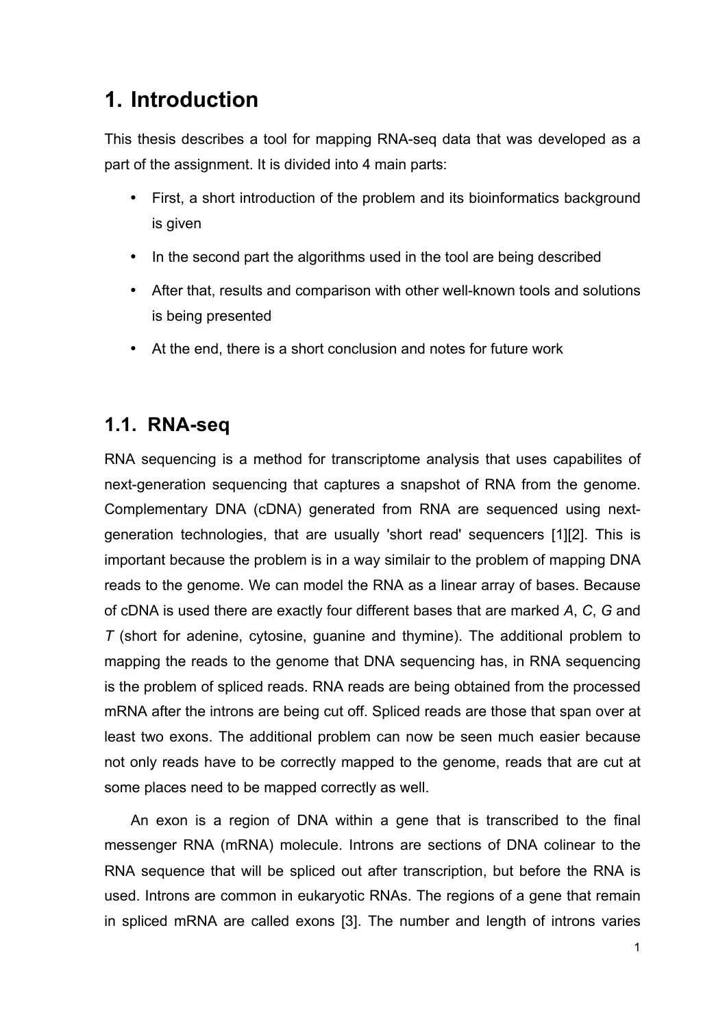# 1. Introduction

This thesis describes a tool for mapping RNA-seq data that was developed as a part of the assignment. It is divided into 4 main parts:

- First, a short introduction of the problem and its bioinformatics background is given
- In the second part the algorithms used in the tool are being described
- After that, results and comparison with other well-known tools and solutions is being presented
- At the end, there is a short conclusion and notes for future work

## 1.1. RNA-seq

RNA sequencing is a method for transcriptome analysis that uses capabilites of next-generation sequencing that captures a snapshot of RNA from the genome. Complementary DNA (cDNA) generated from RNA are sequenced using next-generation technologies, that are usually 'short read' sequencers [1][2]. This is important because the problem is in a way similair to the problem of mapping DNA reads to the genome. We can model the RNA as a linear array of bases. Because of cDNA is used there are exactly four different bases that are marked *A*, *C*, *G* and *T* (short for adenine, cytosine, guanine and thymine). The additional problem to mapping the reads to the genome that DNA sequencing has, in RNA sequencing is the problem of spliced reads. RNA reads are being obtained from the processed mRNA after the introns are being cut off. Spliced reads are those that span over at least two exons. The additional problem can now be seen much easier because not only reads have to be correctly mapped to the genome, reads that are cut at some places need to be mapped correctly as well.

An exon is a region of DNA within a gene that is transcribed to the final messenger RNA (mRNA) molecule. Introns are sections of DNA colinear to the RNA sequence that will be spliced out after transcription, but before the RNA is used. Introns are common in eukaryotic RNAs. The regions of a gene that remain in spliced mRNA are called exons [3]. The number and length of introns varies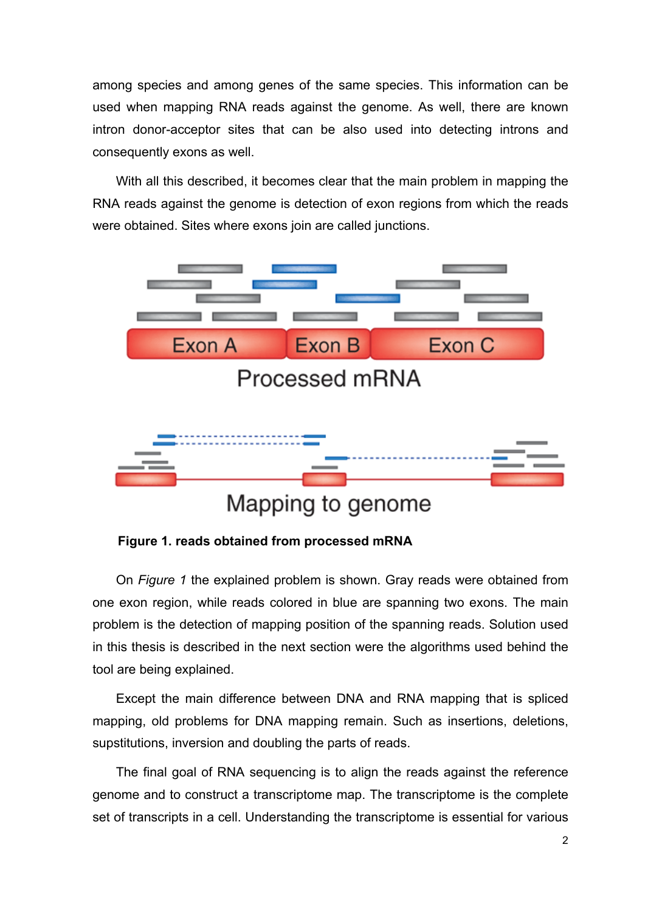among species and among genes of the same species. This information can be used when mapping RNA reads against the genome. As well, there are known intron donor-acceptor sites that can be also used into detecting introns and consequently exons as well.

With all this described, it becomes clear that the main problem in mapping the RNA reads against the genome is detection of exon regions from which the reads were obtained. Sites where exons join are called junctions.

**Figure 1. reads obtained from processed mRNA**

On *Figure 1* the explained problem is shown. Gray reads were obtained from one exon region, while reads colored in blue are spanning two exons. The main problem is the detection of mapping position of the spanning reads. Solution used in this thesis is described in the next section were the algorithms used behind the tool are being explained.

Except the main difference between DNA and RNA mapping that is spliced mapping, old problems for DNA mapping remain. Such as insertions, deletions, supstitutions, inversion and doubling the parts of reads.

The final goal of RNA sequencing is to align the reads against the reference genome and to construct a transcriptome map. The transcriptome is the complete set of transcripts in a cell. Understanding the transcriptome is essential for various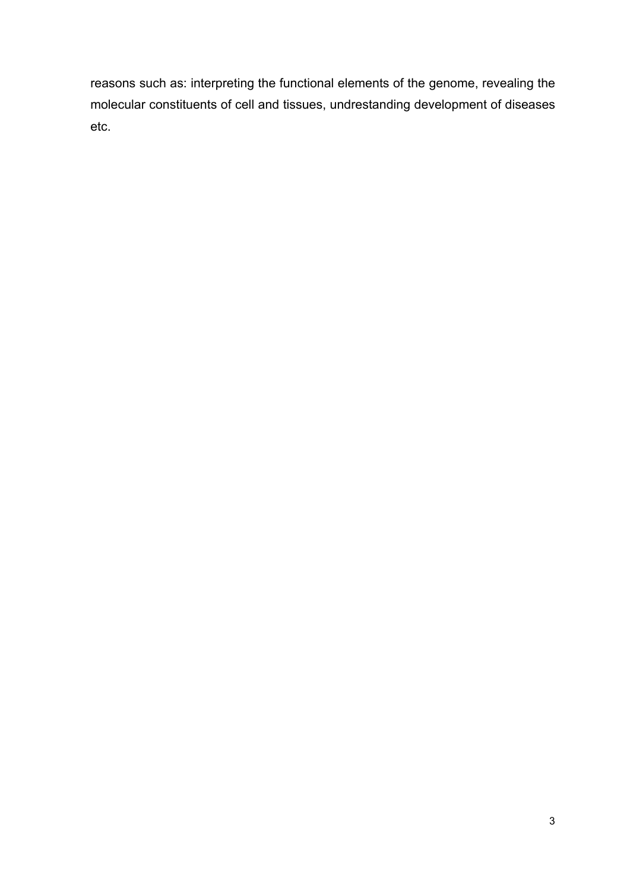reasons such as: interpreting the functional elements of the genome, revealing the molecular constituents of cell and tissues, undrestanding development of diseases etc.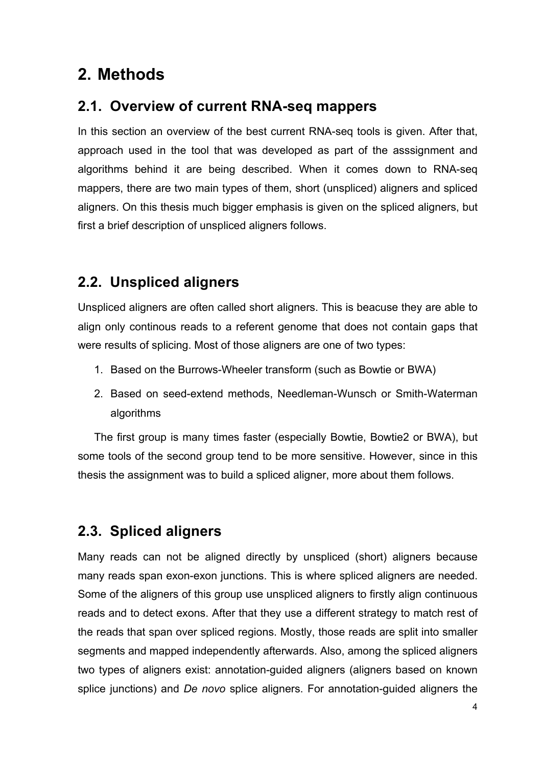# 2. Methods

## 2.1. Overview of current RNA-seq mappers

In this section an overview of the best current RNA-seq tools is given. After that, approach used in the tool that was developed as part of the asssignment and algorithms behind it are being described. When it comes down to RNA-seq mappers, there are two main types of them, short (unspliced) aligners and spliced aligners. On this thesis much bigger emphasis is given on the spliced aligners, but first a brief description of unspliced aligners follows.

## 2.2. Unspliced aligners

Unspliced aligners are often called short aligners. This is beacuse they are able to align only continous reads to a referent genome that does not contain gaps that were results of splicing. Most of those aligners are one of two types:

1. Based on the Burrows-Wheeler transform (such as Bowtie or BWA)
2. Based on seed-extend methods, Needleman-Wunsch or Smith-Waterman algorithms

The first group is many times faster (especially Bowtie, Bowtie2 or BWA), but some tools of the second group tend to be more sensitive. However, since in this thesis the assignment was to build a spliced aligner, more about them follows.

## 2.3. Spliced aligners

Many reads can not be aligned directly by unspliced (short) aligners because many reads span exon-exon junctions. This is where spliced aligners are needed. Some of the aligners of this group use unspliced aligners to firstly align continuous reads and to detect exons. After that they use a different strategy to match rest of the reads that span over spliced regions. Mostly, those reads are split into smaller segments and mapped independently afterwards. Also, among the spliced aligners two types of aligners exist: annotation-guided aligners (aligners based on known splice junctions) and *De novo* splice aligners. For annotation-guided aligners the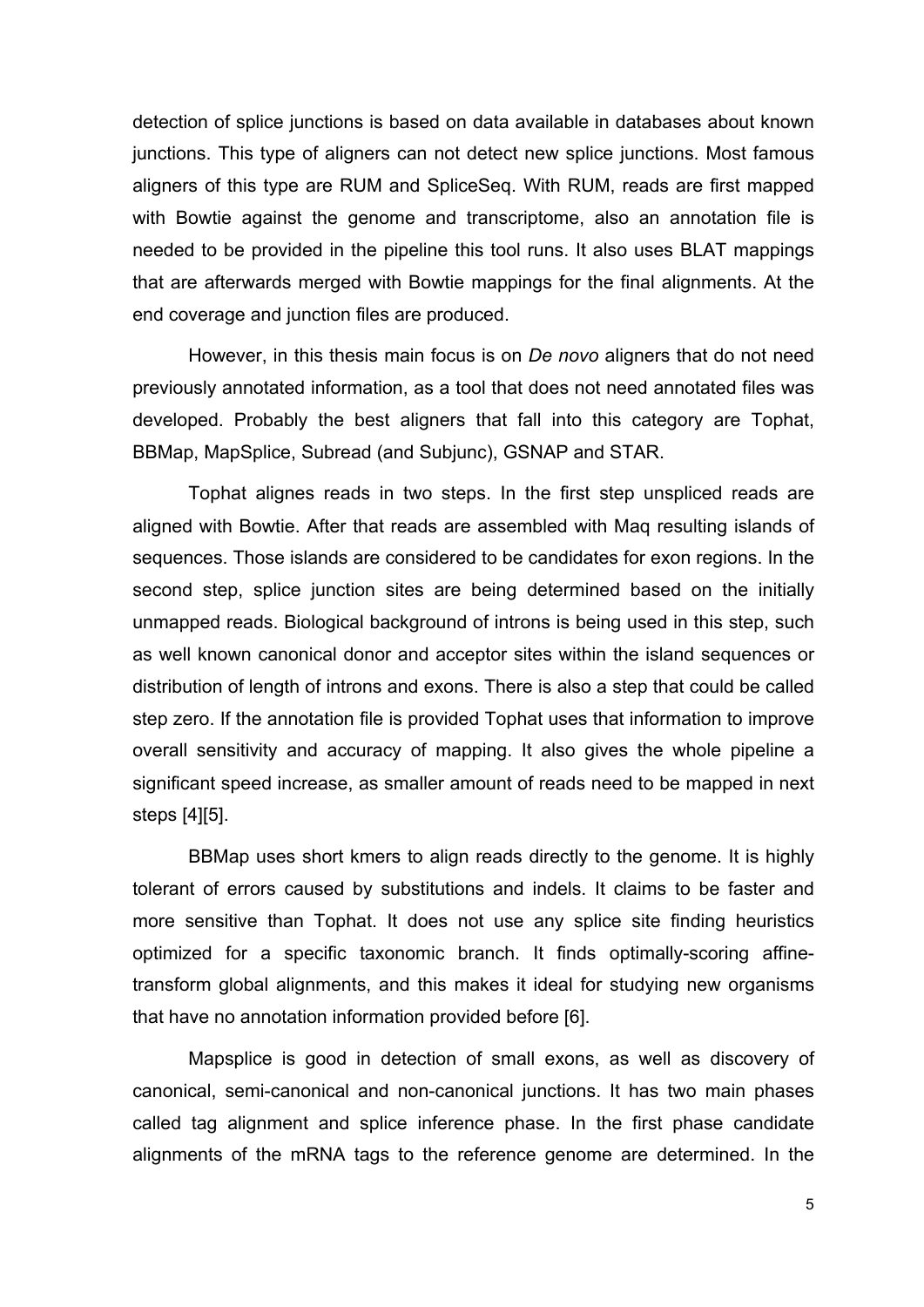detection of splice junctions is based on data available in databases about known junctions. This type of aligners can not detect new splice junctions. Most famous aligners of this type are RUM and SpliceSeq. With RUM, reads are first mapped with Bowtie against the genome and transcriptome, also an annotation file is needed to be provided in the pipeline this tool runs. It also uses BLAT mappings that are afterwards merged with Bowtie mappings for the final alignments. At the end coverage and junction files are produced.

However, in this thesis main focus is on *De novo* aligners that do not need previously annotated information, as a tool that does not need annotated files was developed. Probably the best aligners that fall into this category are Tophat, BBMap, MapSplice, Subread (and Subjunc), GSNAP and STAR.

Tophat alignes reads in two steps. In the first step unspliced reads are aligned with Bowtie. After that reads are assembled with Maq resulting islands of sequences. Those islands are considered to be candidates for exon regions. In the second step, splice junction sites are being determined based on the initially unmapped reads. Biological background of introns is being used in this step, such as well known canonical donor and acceptor sites within the island sequences or distribution of length of introns and exons. There is also a step that could be called step zero. If the annotation file is provided Tophat uses that information to improve overall sensitivity and accuracy of mapping. It also gives the whole pipeline a significant speed increase, as smaller amount of reads need to be mapped in next steps [4][5].

BBMap uses short kmers to align reads directly to the genome. It is highly tolerant of errors caused by substitutions and indels. It claims to be faster and more sensitive than Tophat. It does not use any splice site finding heuristics optimized for a specific taxonomic branch. It finds optimally-scoring affine-transform global alignments, and this makes it ideal for studying new organisms that have no annotation information provided before [6].

Mapsplice is good in detection of small exons, as well as discovery of canonical, semi-canonical and non-canonical junctions. It has two main phases called tag alignment and splice inference phase. In the first phase candidate alignments of the mRNA tags to the reference genome are determined. In the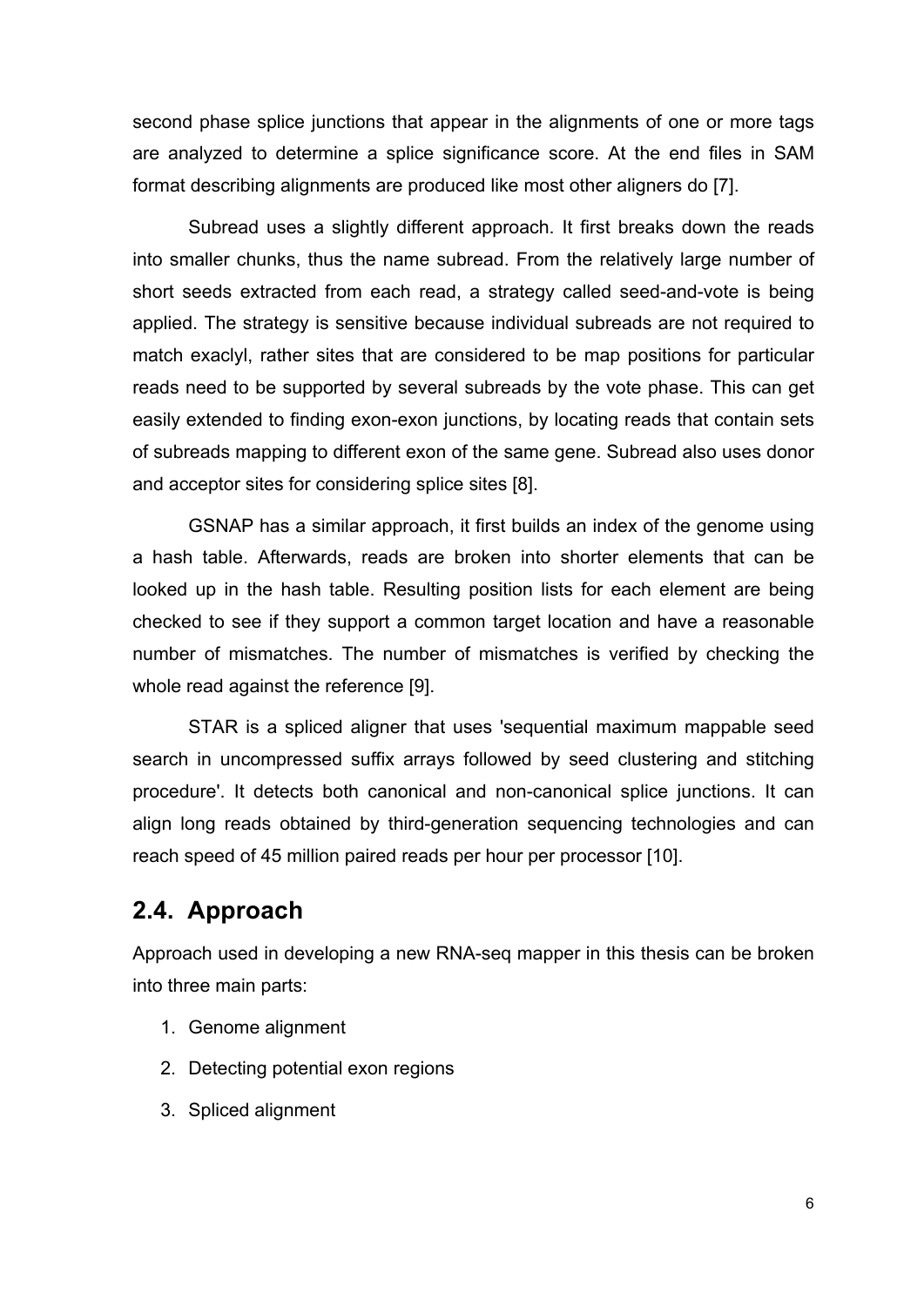second phase splice junctions that appear in the alignments of one or more tags are analyzed to determine a splice significance score. At the end files in SAM format describing alignments are produced like most other aligners do [7].

Subread uses a slightly different approach. It first breaks down the reads into smaller chunks, thus the name subread. From the relatively large number of short seeds extracted from each read, a strategy called seed-and-vote is being applied. The strategy is sensitive because individual subreads are not required to match exaclyl, rather sites that are considered to be map positions for particular reads need to be supported by several subreads by the vote phase. This can get easily extended to finding exon-exon junctions, by locating reads that contain sets of subreads mapping to different exon of the same gene. Subread also uses donor and acceptor sites for considering splice sites [8].

GSNAP has a similar approach, it first builds an index of the genome using a hash table. Afterwards, reads are broken into shorter elements that can be looked up in the hash table. Resulting position lists for each element are being checked to see if they support a common target location and have a reasonable number of mismatches. The number of mismatches is verified by checking the whole read against the reference [9].

STAR is a spliced aligner that uses 'sequential maximum mappable seed search in uncompressed suffix arrays followed by seed clustering and stitching procedure'. It detects both canonical and non-canonical splice junctions. It can align long reads obtained by third-generation sequencing technologies and can reach speed of 45 million paired reads per hour per processor [10].

## 2.4. Approach

Approach used in developing a new RNA-seq mapper in this thesis can be broken into three main parts:

1. Genome alignment
2. Detecting potential exon regions
3. Spliced alignment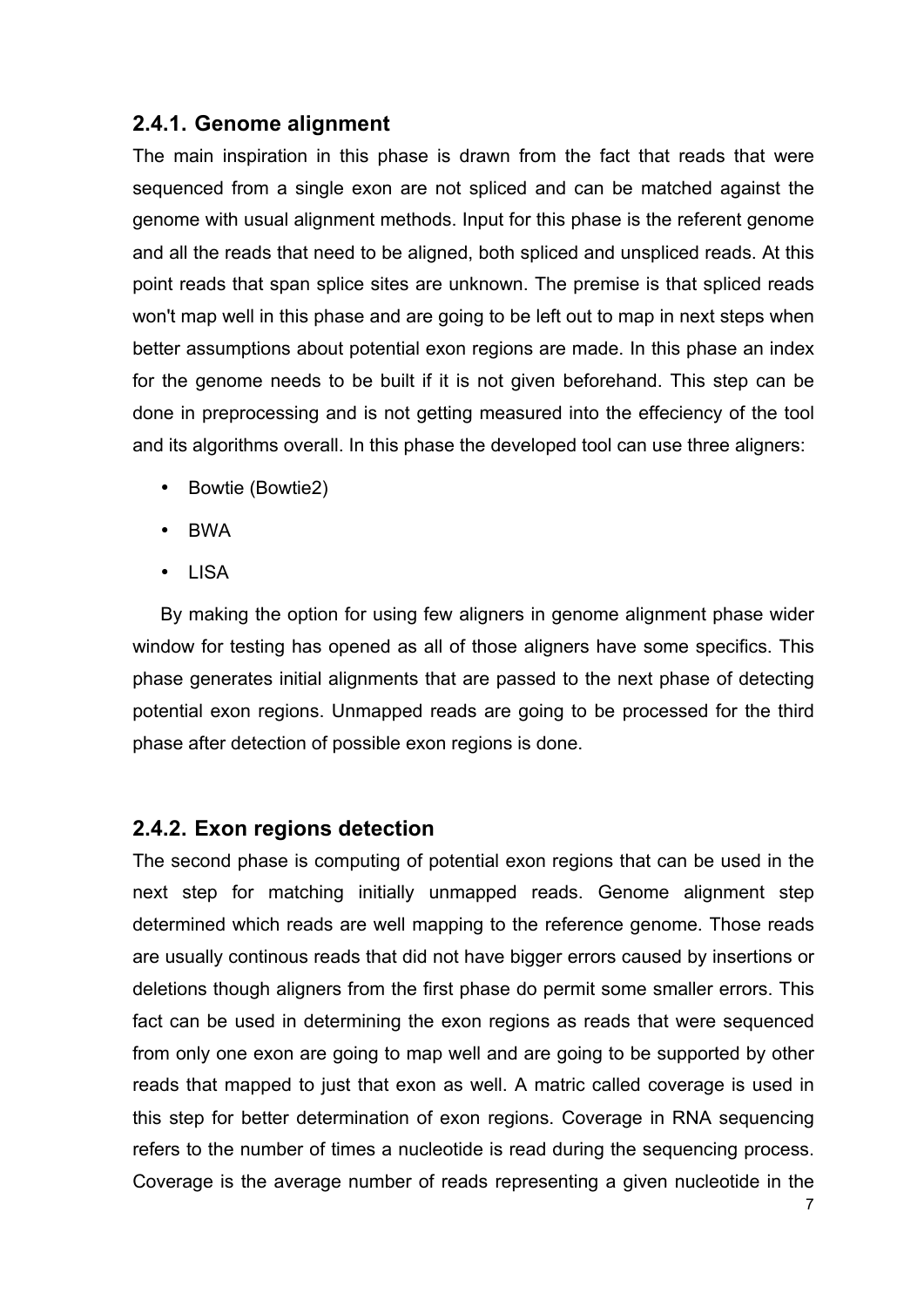### 2.4.1. Genome alignment

The main inspiration in this phase is drawn from the fact that reads that were sequenced from a single exon are not spliced and can be matched against the genome with usual alignment methods. Input for this phase is the referent genome and all the reads that need to be aligned, both spliced and unspliced reads. At this point reads that span splice sites are unknown. The premise is that spliced reads won't map well in this phase and are going to be left out to map in next steps when better assumptions about potential exon regions are made. In this phase an index for the genome needs to be built if it is not given beforehand. This step can be done in preprocessing and is not getting measured into the effeciency of the tool and its algorithms overall. In this phase the developed tool can use three aligners:

- Bowtie (Bowtie2)
- BWA
- LISA

By making the option for using few aligners in genome alignment phase wider window for testing has opened as all of those aligners have some specifics. This phase generates initial alignments that are passed to the next phase of detecting potential exon regions. Unmapped reads are going to be processed for the third phase after detection of possible exon regions is done.

### 2.4.2. Exon regions detection

The second phase is computing of potential exon regions that can be used in the next step for matching initially unmapped reads. Genome alignment step determined which reads are well mapping to the reference genome. Those reads are usually continous reads that did not have bigger errors caused by insertions or deletions though aligners from the first phase do permit some smaller errors. This fact can be used in determining the exon regions as reads that were sequenced from only one exon are going to map well and are going to be supported by other reads that mapped to just that exon as well. A matric called coverage is used in this step for better determination of exon regions. Coverage in RNA sequencing refers to the number of times a nucleotide is read during the sequencing process. Coverage is the average number of reads representing a given nucleotide in the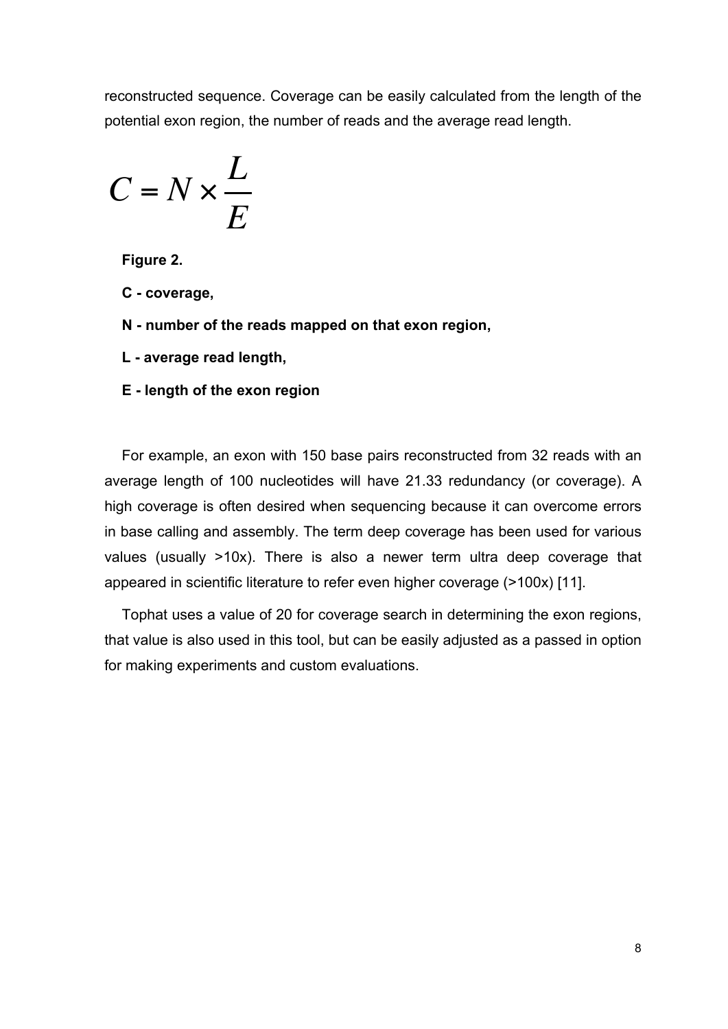reconstructed sequence. Coverage can be easily calculated from the length of the potential exon region, the number of reads and the average read length.

$$C = N \times \frac{L}{E}$$

**Figure 2.**

**C - coverage,**

**N - number of the reads mapped on that exon region,**

**L - average read length,**

**E - length of the exon region**

For example, an exon with 150 base pairs reconstructed from 32 reads with an average length of 100 nucleotides will have 21.33 redundancy (or coverage). A high coverage is often desired when sequencing because it can overcome errors in base calling and assembly. The term deep coverage has been used for various values (usually >10x). There is also a newer term ultra deep coverage that appeared in scientific literature to refer even higher coverage (>100x) [11].

Tophat uses a value of 20 for coverage search in determining the exon regions, that value is also used in this tool, but can be easily adjusted as a passed in option for making experiments and custom evaluations.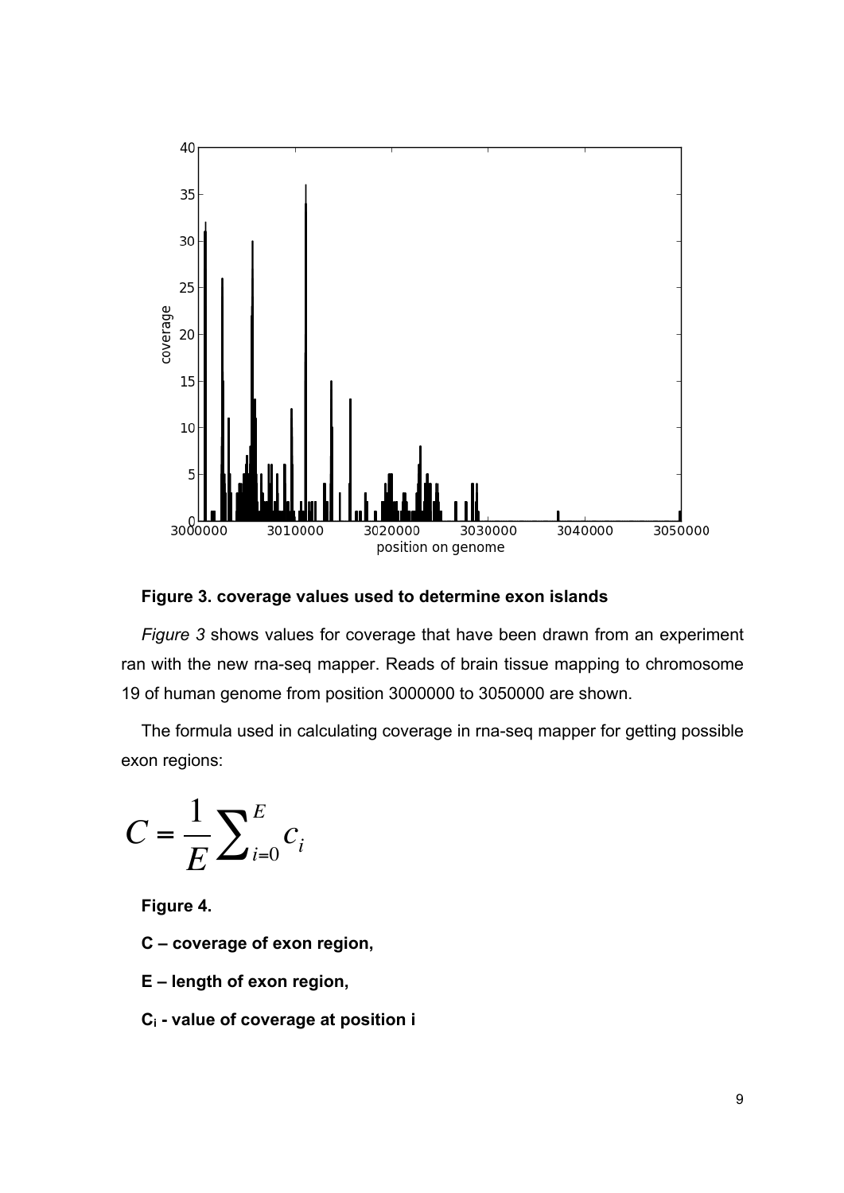**Figure 3. coverage values used to determine exon islands**

*Figure 3* shows values for coverage that have been drawn from an experiment ran with the new rna-seq mapper. Reads of brain tissue mapping to chromosome 19 of human genome from position 3000000 to 3050000 are shown.

The formula used in calculating coverage in rna-seq mapper for getting possible exon regions:

$$C = \frac{1}{E} \sum_{i=0}^{E} c_i$$

**Figure 4.**

**C – coverage of exon region,**

**E – length of exon region,**

**$c_i$ - value of coverage at position i**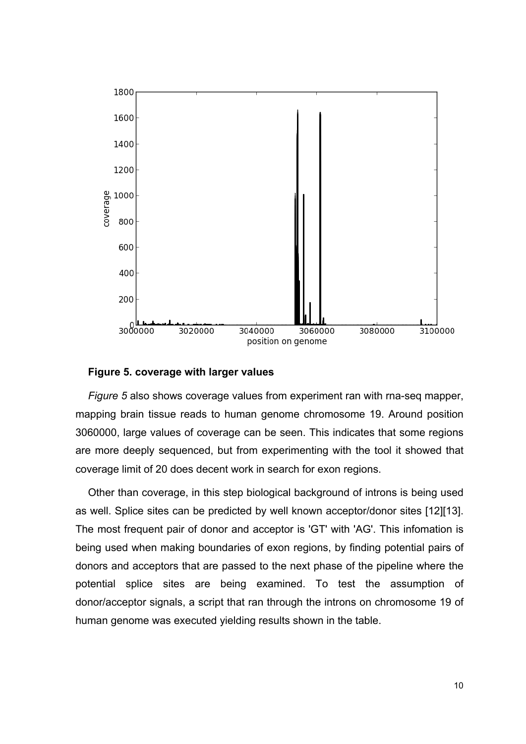**Figure 5. coverage with larger values**

*Figure 5* also shows coverage values from experiment ran with rna-seq mapper, mapping brain tissue reads to human genome chromosome 19. Around position 3060000, large values of coverage can be seen. This indicates that some regions are more deeply sequenced, but from experimenting with the tool it showed that coverage limit of 20 does decent work in search for exon regions.

Other than coverage, in this step biological background of introns is being used as well. Splice sites can be predicted by well known acceptor/donor sites [12][13]. The most frequent pair of donor and acceptor is 'GT' with 'AG'. This infomation is being used when making boundaries of exon regions, by finding potential pairs of donors and acceptors that are passed to the next phase of the pipeline where the potential splice sites are being examined. To test the assumption of donor/acceptor signals, a script that ran through the introns on chromosome 19 of human genome was executed yielding results shown in the table.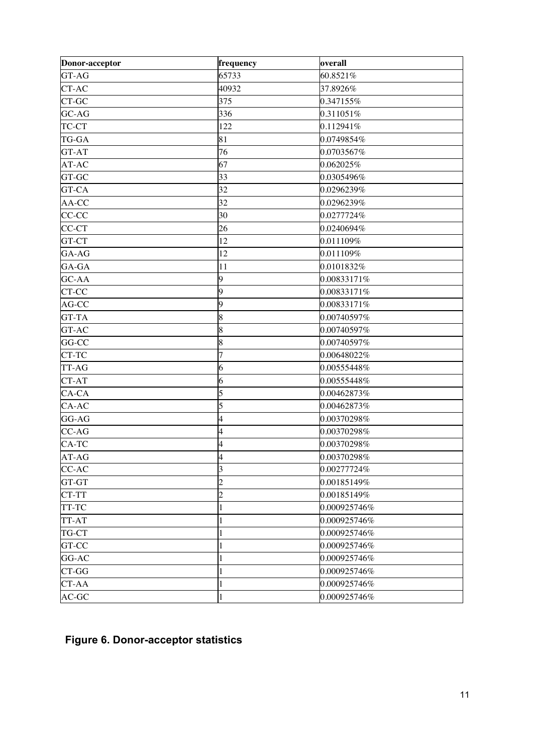| Donor-acceptor | frequency | overall |
| --- | --- | --- |
| GT-AG | 65733 | 60.8521% |
| CT-AC | 40932 | 37.8926% |
| CT-GC | 375 | 0.347155% |
| GC-AG | 336 | 0.311051% |
| TC-CT | 122 | 0.112941% |
| TG-GA | 81 | 0.0749854% |
| GT-AT | 76 | 0.0703567% |
| AT-AC | 67 | 0.062025% |
| GT-GC | 33 | 0.0305496% |
| GT-CA | 32 | 0.0296239% |
| AA-CC | 32 | 0.0296239% |
| CC-CC | 30 | 0.0277724% |
| CC-CT | 26 | 0.0240694% |
| GT-CT | 12 | 0.011109% |
| GA-AG | 12 | 0.011109% |
| GA-GA | 11 | 0.0101832% |
| GC-AA | 9 | 0.00833171% |
| CT-CC | 9 | 0.00833171% |
| AG-CC | 9 | 0.00833171% |
| GT-TA | 8 | 0.00740597% |
| GT-AC | 8 | 0.00740597% |
| GG-CC | 8 | 0.00740597% |
| CT-TC | 7 | 0.00648022% |
| TT-AG | 6 | 0.00555448% |
| CT-AT | 6 | 0.00555448% |
| CA-CA | 5 | 0.00462873% |
| CA-AC | 5 | 0.00462873% |
| GG-AG | 4 | 0.00370298% |
| CC-AG | 4 | 0.00370298% |
| CA-TC | 4 | 0.00370298% |
| AT-AG | 4 | 0.00370298% |
| CC-AC | 3 | 0.00277724% |
| GT-GT | 2 | 0.00185149% |
| CT-TT | 2 | 0.00185149% |
| TT-TC | 1 | 0.000925746% |
| TT-AT | 1 | 0.000925746% |
| TG-CT | 1 | 0.000925746% |
| GT-CC | 1 | 0.000925746% |
| GG-AC | 1 | 0.000925746% |
| CT-GG | 1 | 0.000925746% |
| CT-AA | 1 | 0.000925746% |
| AC-GC | 1 | 0.000925746% |

**Figure 6. Donor-acceptor statistics**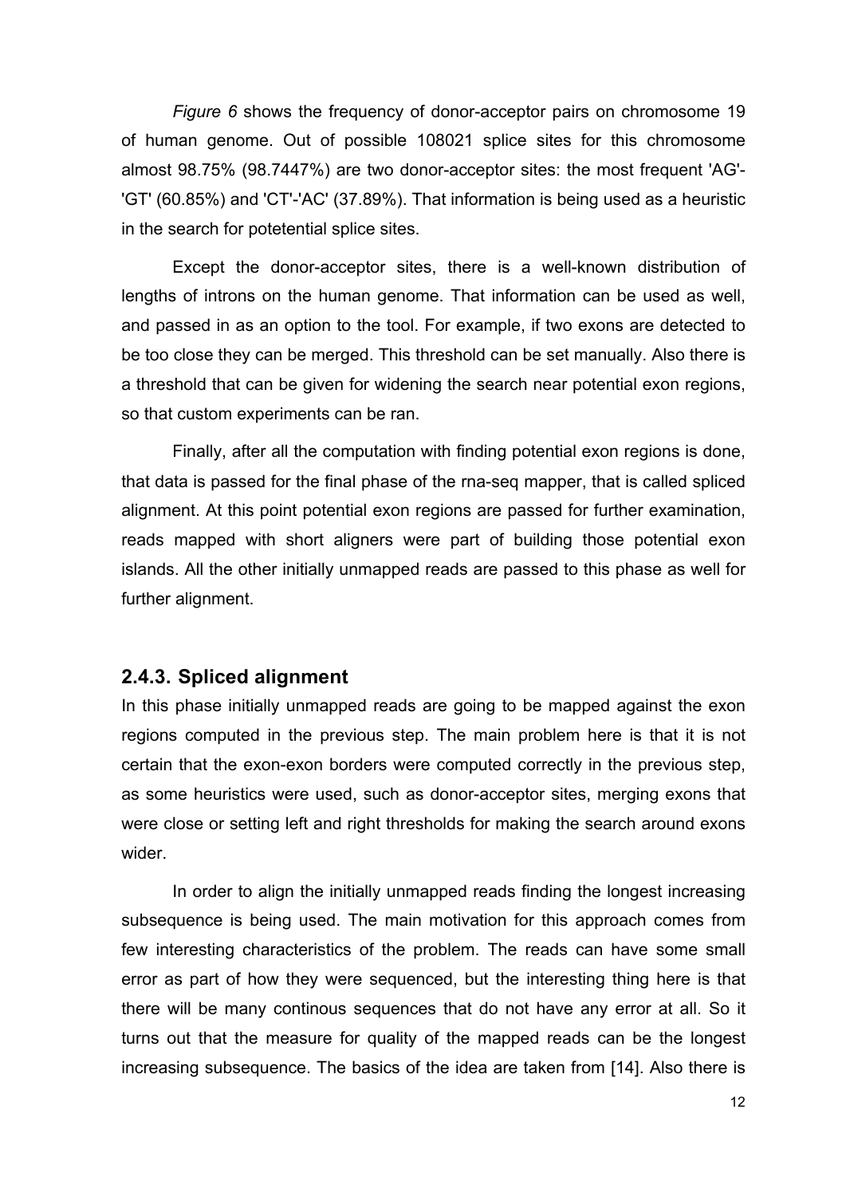*Figure 6* shows the frequency of donor-acceptor pairs on chromosome 19 of human genome. Out of possible 108021 splice sites for this chromosome almost 98.75% (98.7447%) are two donor-acceptor sites: the most frequent 'AG'-'GT' (60.85%) and 'CT'-'AC' (37.89%). That information is being used as a heuristic in the search for potetential splice sites.

Except the donor-acceptor sites, there is a well-known distribution of lengths of introns on the human genome. That information can be used as well, and passed in as an option to the tool. For example, if two exons are detected to be too close they can be merged. This threshold can be set manually. Also there is a threshold that can be given for widening the search near potential exon regions, so that custom experiments can be ran.

Finally, after all the computation with finding potential exon regions is done, that data is passed for the final phase of the rna-seq mapper, that is called spliced alignment. At this point potential exon regions are passed for further examination, reads mapped with short aligners were part of building those potential exon islands. All the other initially unmapped reads are passed to this phase as well for further alignment.

### 2.4.3. Spliced alignment

In this phase initially unmapped reads are going to be mapped against the exon regions computed in the previous step. The main problem here is that it is not certain that the exon-exon borders were computed correctly in the previous step, as some heuristics were used, such as donor-acceptor sites, merging exons that were close or setting left and right thresholds for making the search around exons wider.

In order to align the initially unmapped reads finding the longest increasing subsequence is being used. The main motivation for this approach comes from few interesting characteristics of the problem. The reads can have some small error as part of how they were sequenced, but the interesting thing here is that there will be many continous sequences that do not have any error at all. So it turns out that the measure for quality of the mapped reads can be the longest increasing subsequence. The basics of the idea are taken from [14]. Also there is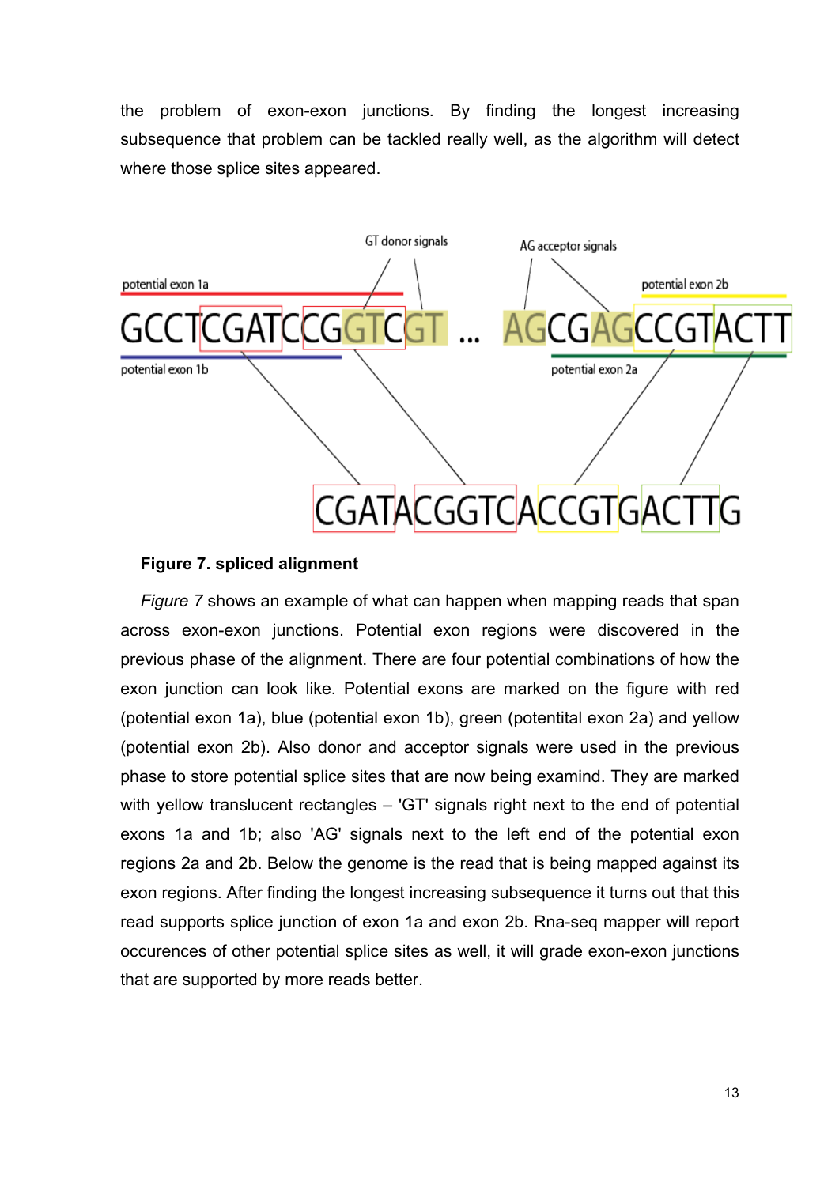the problem of exon-exon junctions. By finding the longest increasing subsequence that problem can be tackled really well, as the algorithm will detect where those splice sites appeared.

**Figure 7. spliced alignment**

*Figure 7* shows an example of what can happen when mapping reads that span across exon-exon junctions. Potential exon regions were discovered in the previous phase of the alignment. There are four potential combinations of how the exon junction can look like. Potential exons are marked on the figure with red (potential exon 1a), blue (potential exon 1b), green (potentital exon 2a) and yellow (potential exon 2b). Also donor and acceptor signals were used in the previous phase to store potential splice sites that are now being examind. They are marked with yellow translucent rectangles – 'GT' signals right next to the end of potential exons 1a and 1b; also 'AG' signals next to the left end of the potential exon regions 2a and 2b. Below the genome is the read that is being mapped against its exon regions. After finding the longest increasing subsequence it turns out that this read supports splice junction of exon 1a and exon 2b. Rna-seq mapper will report occurences of other potential splice sites as well, it will grade exon-exon junctions that are supported by more reads better.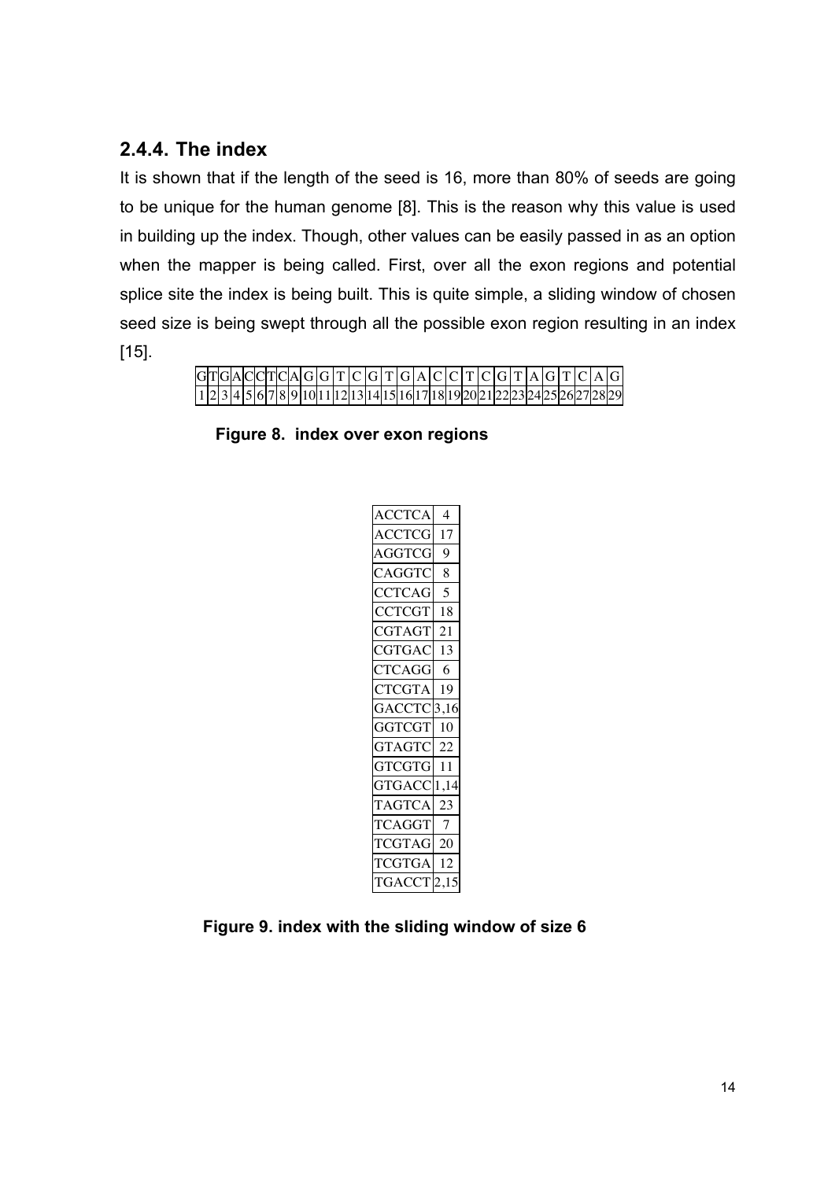### 2.4.4. The index

It is shown that if the length of the seed is 16, more than 80% of seeds are going to be unique for the human genome [8]. This is the reason why this value is used in building up the index. Though, other values can be easily passed in as an option when the mapper is being called. First, over all the exon regions and potential splice site the index is being built. This is quite simple, a sliding window of chosen seed size is being swept through all the possible exon region resulting in an index [15].

| G | T | G | A | C | C | T | C | A | G | G | T | C | G | T | G | A | C | C | T | C | G | T | A | G | T | C | A | G |
|---|---|---|---|---|---|---|---|---|---|---|---|---|---|---|---|---|---|---|---|---|---|---|---|---|---|---|---|---|
| 1 | 2 | 3 | 4 | 5 | 6 | 7 | 8 | 9 | 10 | 11 | 12 | 13 | 14 | 15 | 16 | 17 | 18 | 19 | 20 | 21 | 22 | 23 | 24 | 25 | 26 | 27 | 28 | 29 |

**Figure 8. index over exon regions**

| Seed | Position |
|---|---|
| ACCTCA | 4 |
| ACCTCG | 17 |
| AGGTCG | 9 |
| CAGGTC | 8 |
| CCTCAG | 5 |
| CCTCGT | 18 |
| CGTAGT | 21 |
| CGTGAC | 13 |
| CTCAGG | 6 |
| CTCGTA | 19 |
| GACCTC | 3,16 |
| GGTCGT | 10 |
| GTAGTC | 22 |
| GTCGTG | 11 |
| GTGACC | 1,14 |
| TAGTCA | 23 |
| TCAGGT | 7 |
| TCGTAG | 20 |
| TCGTGA | 12 |
| TGACCT | 2,15 |

**Figure 9. index with the sliding window of size 6**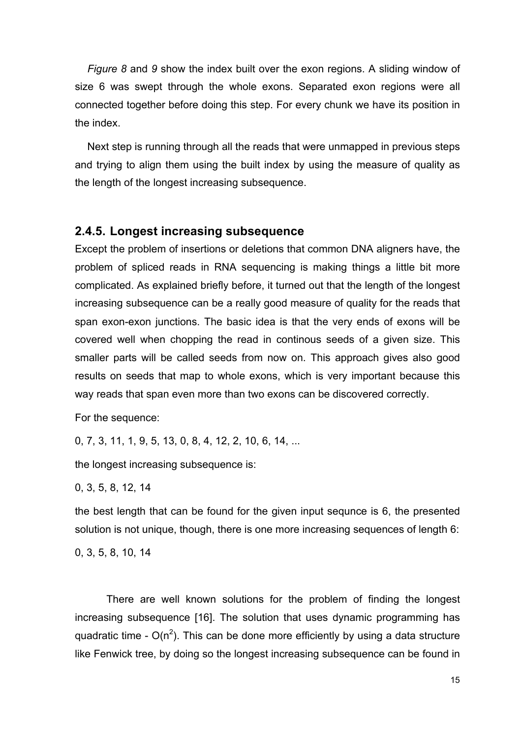*Figure 8* and *9* show the index built over the exon regions. A sliding window of size 6 was swept through the whole exons. Separated exon regions were all connected together before doing this step. For every chunk we have its position in the index.

Next step is running through all the reads that were unmapped in previous steps and trying to align them using the built index by using the measure of quality as the length of the longest increasing subsequence.

### 2.4.5. Longest increasing subsequence

Except the problem of insertions or deletions that common DNA aligners have, the problem of spliced reads in RNA sequencing is making things a little bit more complicated. As explained briefly before, it turned out that the length of the longest increasing subsequence can be a really good measure of quality for the reads that span exon-exon junctions. The basic idea is that the very ends of exons will be covered well when chopping the read in continous seeds of a given size. This smaller parts will be called seeds from now on. This approach gives also good results on seeds that map to whole exons, which is very important because this way reads that span even more than two exons can be discovered correctly.

For the sequence:

0, 7, 3, 11, 1, 9, 5, 13, 0, 8, 4, 12, 2, 10, 6, 14, ...

the longest increasing subsequence is:

0, 3, 5, 8, 12, 14

the best length that can be found for the given input sequnce is 6, the presented solution is not unique, though, there is one more increasing sequences of length 6:

0, 3, 5, 8, 10, 14

There are well known solutions for the problem of finding the longest increasing subsequence [16]. The solution that uses dynamic programming has quadratic time - $O(n^2)$. This can be done more efficiently by using a data structure like Fenwick tree, by doing so the longest increasing subsequence can be found in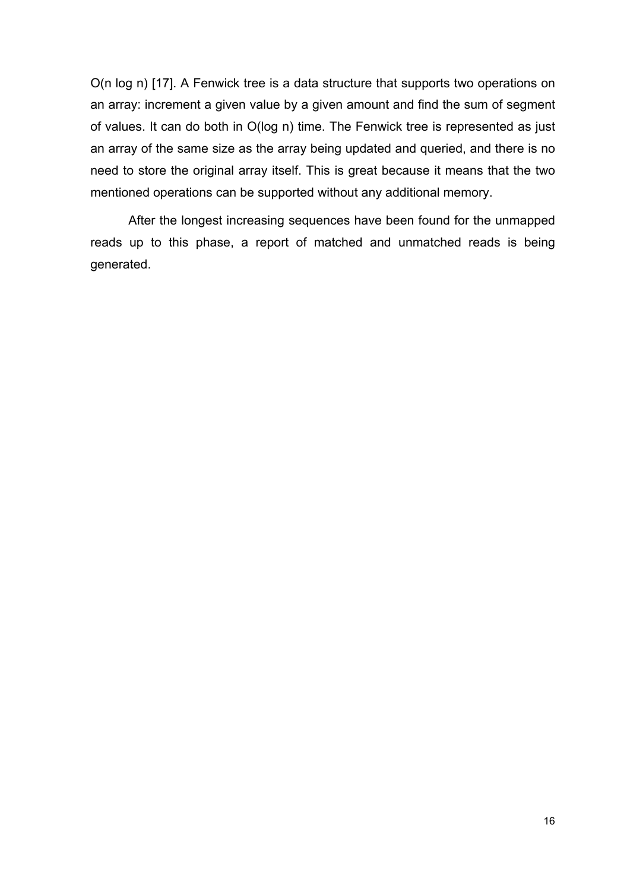$O(n \log n)$ [17]. A Fenwick tree is a data structure that supports two operations on an array: increment a given value by a given amount and find the sum of segment of values. It can do both in $O(\log n)$ time. The Fenwick tree is represented as just an array of the same size as the array being updated and queried, and there is no need to store the original array itself. This is great because it means that the two mentioned operations can be supported without any additional memory.

After the longest increasing sequences have been found for the unmapped reads up to this phase, a report of matched and unmatched reads is being generated.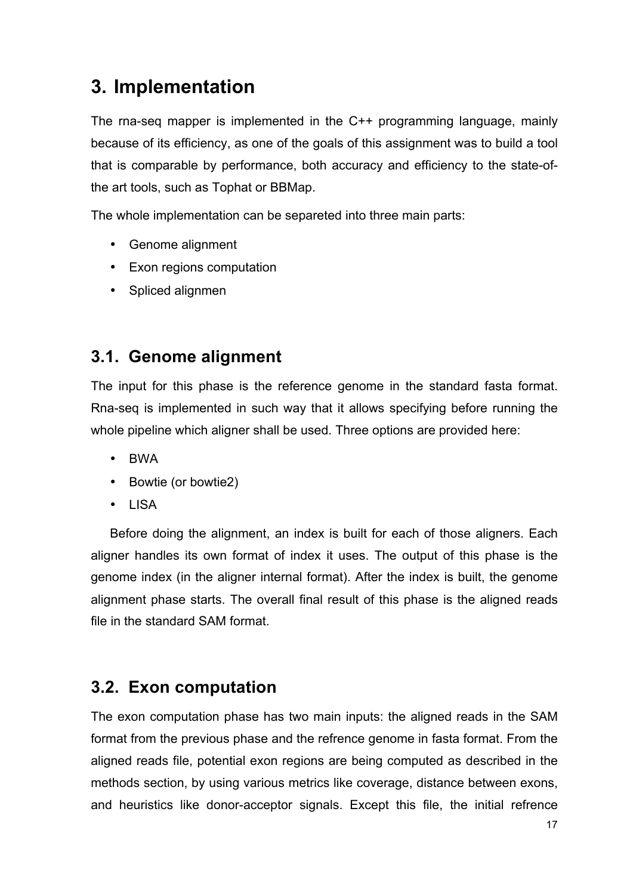# 3. Implementation

The rna-seq mapper is implemented in the C++ programming language, mainly because of its efficiency, as one of the goals of this assignment was to build a tool that is comparable by performance, both accuracy and efficiency to the state-of-the art tools, such as Tophat or BBMap.

The whole implementation can be separeted into three main parts:

- Genome alignment
- Exon regions computation
- Spliced alignmen

## 3.1. Genome alignment

The input for this phase is the reference genome in the standard fasta format. Rna-seq is implemented in such way that it allows specifying before running the whole pipeline which aligner shall be used. Three options are provided here:

- BWA
- Bowtie (or bowtie2)
- LISA

Before doing the alignment, an index is built for each of those aligners. Each aligner handles its own format of index it uses. The output of this phase is the genome index (in the aligner internal format). After the index is built, the genome alignment phase starts. The overall final result of this phase is the aligned reads file in the standard SAM format.

## 3.2. Exon computation

The exon computation phase has two main inputs: the aligned reads in the SAM format from the previous phase and the refrence genome in fasta format. From the aligned reads file, potential exon regions are being computed as described in the methods section, by using various metrics like coverage, distance between exons, and heuristics like donor-acceptor signals. Except this file, the initial refrence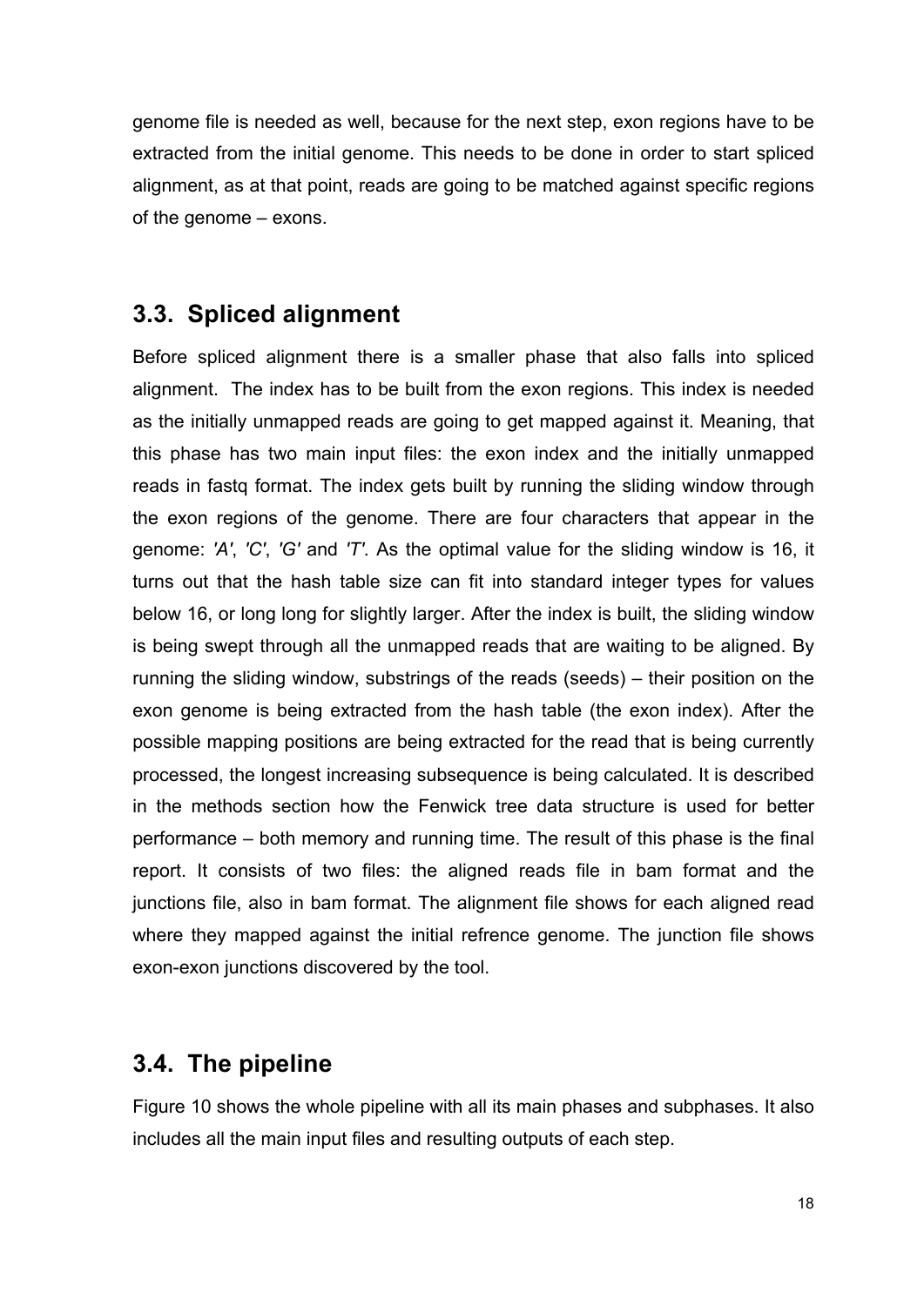genome file is needed as well, because for the next step, exon regions have to be extracted from the initial genome. This needs to be done in order to start spliced alignment, as at that point, reads are going to be matched against specific regions of the genome – exons.

## 3.3. Spliced alignment

Before spliced alignment there is a smaller phase that also falls into spliced alignment. The index has to be built from the exon regions. This index is needed as the initially unmapped reads are going to get mapped against it. Meaning, that this phase has two main input files: the exon index and the initially unmapped reads in fastq format. The index gets built by running the sliding window through the exon regions of the genome. There are four characters that appear in the genome: *'A'*, *'C'*, *'G'* and *'T'*. As the optimal value for the sliding window is 16, it turns out that the hash table size can fit into standard integer types for values below 16, or long long for slightly larger. After the index is built, the sliding window is being swept through all the unmapped reads that are waiting to be aligned. By running the sliding window, substrings of the reads (seeds) – their position on the exon genome is being extracted from the hash table (the exon index). After the possible mapping positions are being extracted for the read that is being currently processed, the longest increasing subsequence is being calculated. It is described in the methods section how the Fenwick tree data structure is used for better performance – both memory and running time. The result of this phase is the final report. It consists of two files: the aligned reads file in bam format and the junctions file, also in bam format. The alignment file shows for each aligned read where they mapped against the initial refrence genome. The junction file shows exon-exon junctions discovered by the tool.

## 3.4. The pipeline

Figure 10 shows the whole pipeline with all its main phases and subphases. It also includes all the main input files and resulting outputs of each step.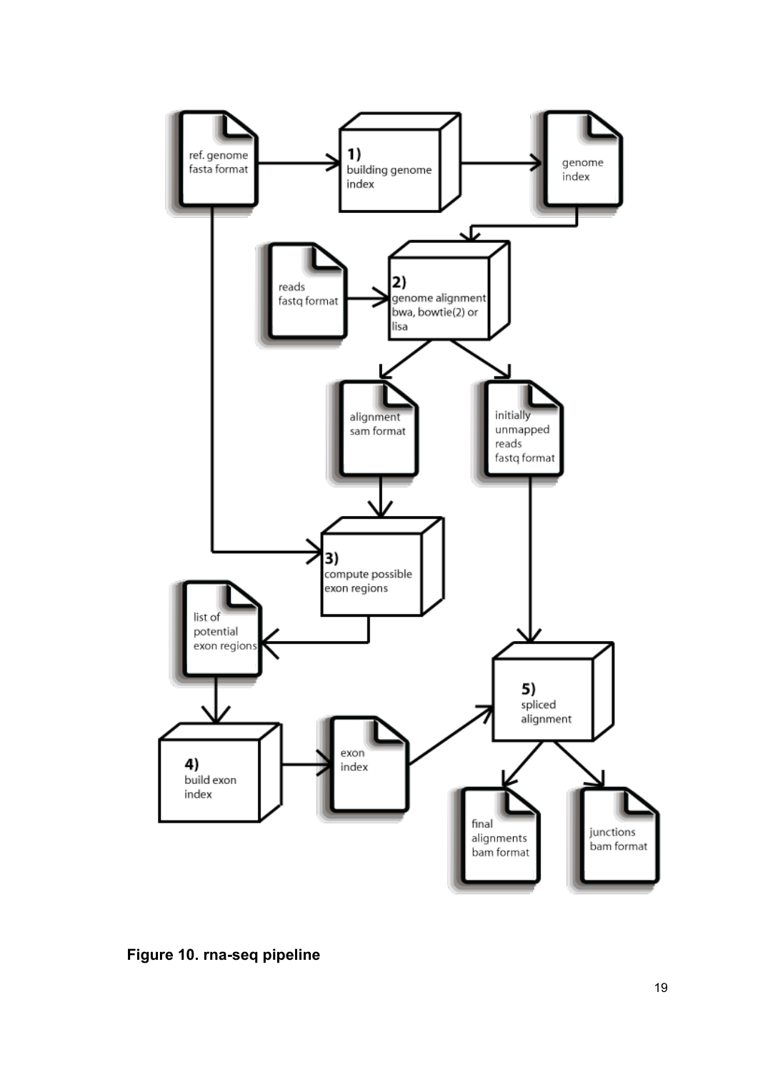**Figure 10. rna-seq pipeline**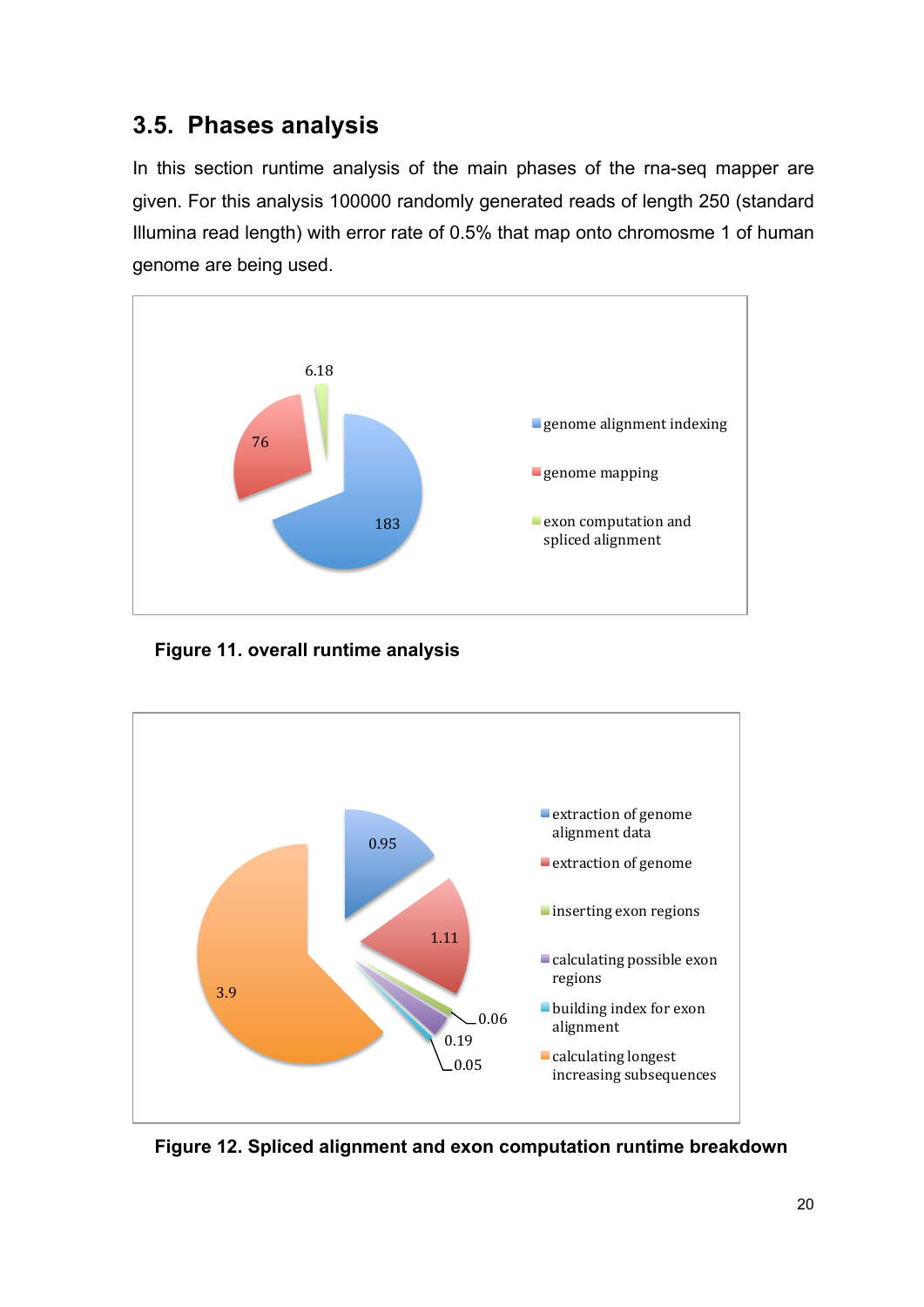## 3.5. Phases analysis

In this section runtime analysis of the main phases of the rna-seq mapper are given. For this analysis 100000 randomly generated reads of length 250 (standard Illumina read length) with error rate of 0.5% that map onto chromosme 1 of human genome are being used.

**Figure 11. overall runtime analysis**

**Figure 12. Spliced alignment and exon computation runtime breakdown**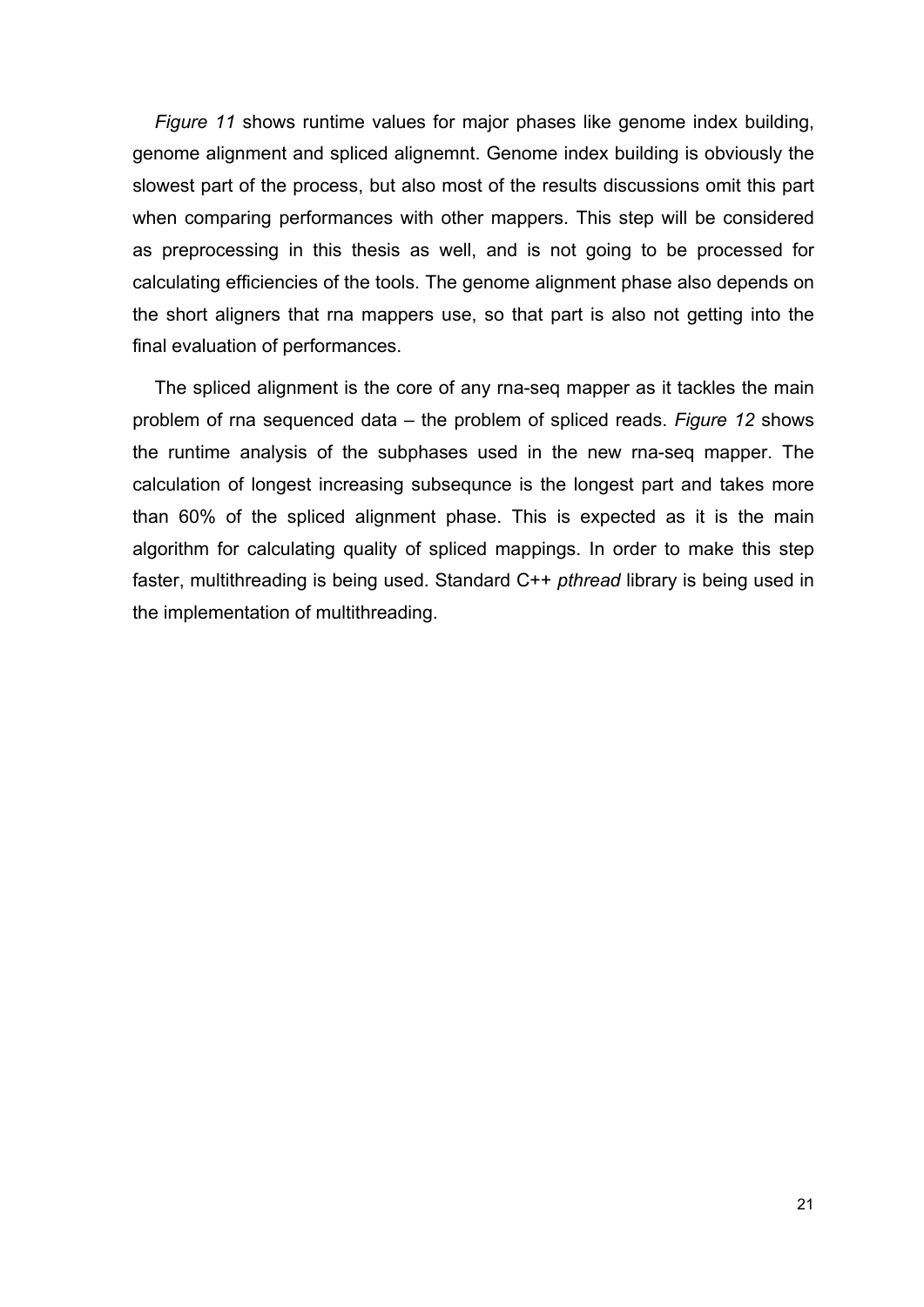*Figure 11* shows runtime values for major phases like genome index building, genome alignment and spliced alignemnt. Genome index building is obviously the slowest part of the process, but also most of the results discussions omit this part when comparing performances with other mappers. This step will be considered as preprocessing in this thesis as well, and is not going to be processed for calculating efficiencies of the tools. The genome alignment phase also depends on the short aligners that rna mappers use, so that part is also not getting into the final evaluation of performances.

The spliced alignment is the core of any rna-seq mapper as it tackles the main problem of rna sequenced data – the problem of spliced reads. *Figure 12* shows the runtime analysis of the subphases used in the new rna-seq mapper. The calculation of longest increasing subsequnce is the longest part and takes more than 60% of the spliced alignment phase. This is expected as it is the main algorithm for calculating quality of spliced mappings. In order to make this step faster, multithreading is being used. Standard C++ *pthread* library is being used in the implementation of multithreading.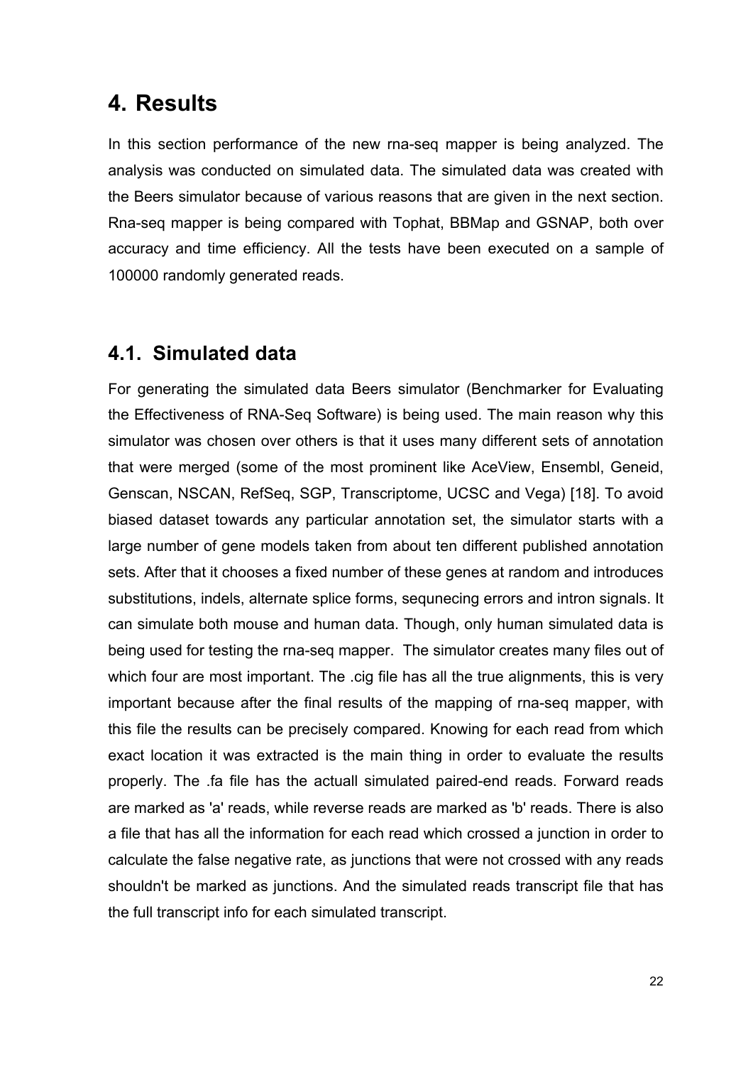# 4. Results

In this section performance of the new rna-seq mapper is being analyzed. The analysis was conducted on simulated data. The simulated data was created with the Beers simulator because of various reasons that are given in the next section. Rna-seq mapper is being compared with Tophat, BBMap and GSNAP, both over accuracy and time efficiency. All the tests have been executed on a sample of 100000 randomly generated reads.

## 4.1. Simulated data

For generating the simulated data Beers simulator (Benchmarker for Evaluating the Effectiveness of RNA-Seq Software) is being used. The main reason why this simulator was chosen over others is that it uses many different sets of annotation that were merged (some of the most prominent like AceView, Ensembl, Geneid, Genscan, NSCAN, RefSeq, SGP, Transcriptome, UCSC and Vega) [18]. To avoid biased dataset towards any particular annotation set, the simulator starts with a large number of gene models taken from about ten different published annotation sets. After that it chooses a fixed number of these genes at random and introduces substitutions, indels, alternate splice forms, sequnecing errors and intron signals. It can simulate both mouse and human data. Though, only human simulated data is being used for testing the rna-seq mapper. The simulator creates many files out of which four are most important. The .cig file has all the true alignments, this is very important because after the final results of the mapping of rna-seq mapper, with this file the results can be precisely compared. Knowing for each read from which exact location it was extracted is the main thing in order to evaluate the results properly. The .fa file has the actuall simulated paired-end reads. Forward reads are marked as 'a' reads, while reverse reads are marked as 'b' reads. There is also a file that has all the information for each read which crossed a junction in order to calculate the false negative rate, as junctions that were not crossed with any reads shouldn't be marked as junctions. And the simulated reads transcript file that has the full transcript info for each simulated transcript.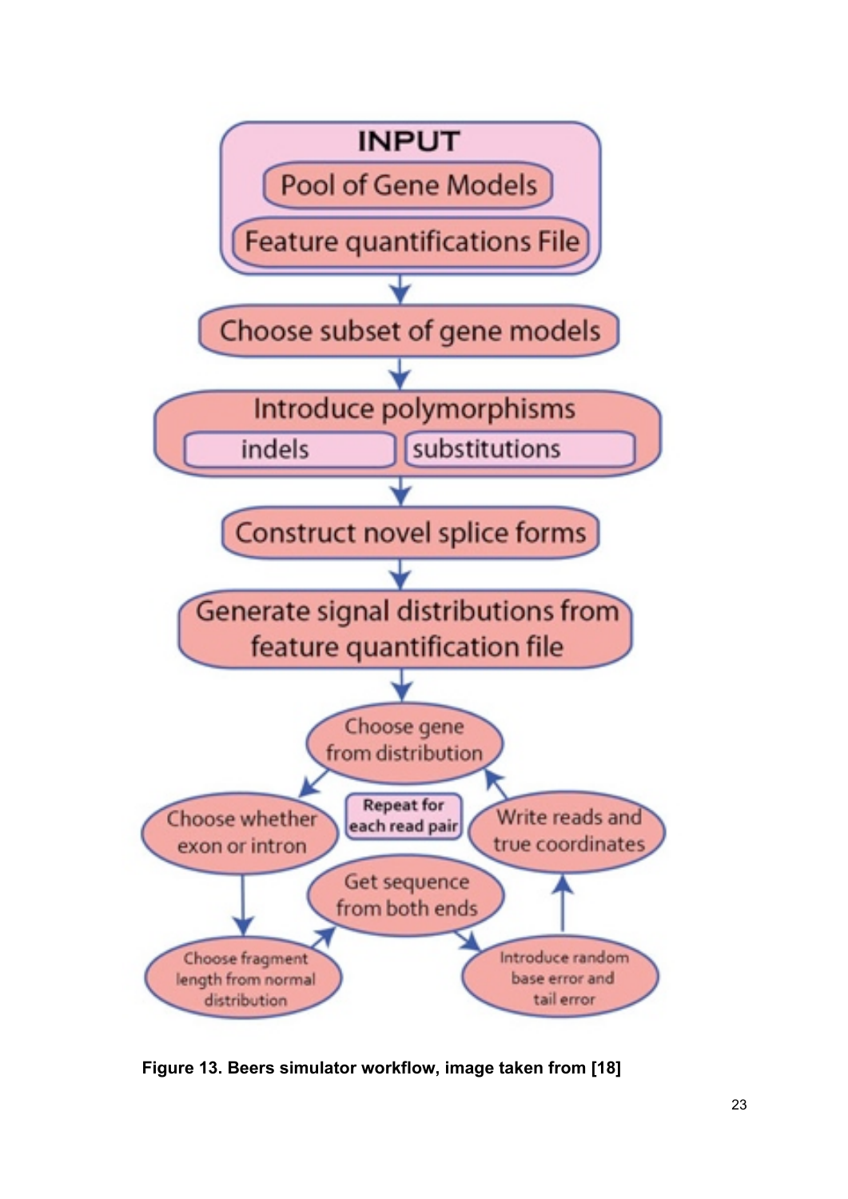**INPUT**

- Pool of Gene Models
- Feature quantifications File

Choose subset of gene models

Introduce polymorphisms

- indels
- substitutions

Construct novel splice forms

Generate signal distributions from feature quantification file

Repeat for each read pair:

- Choose gene from distribution
- Choose whether exon or intron
- Choose fragment length from normal distribution
- Get sequence from both ends
- Introduce random base error and tail error
- Write reads and true coordinates

**Figure 13. Beers simulator workflow, image taken from [18]**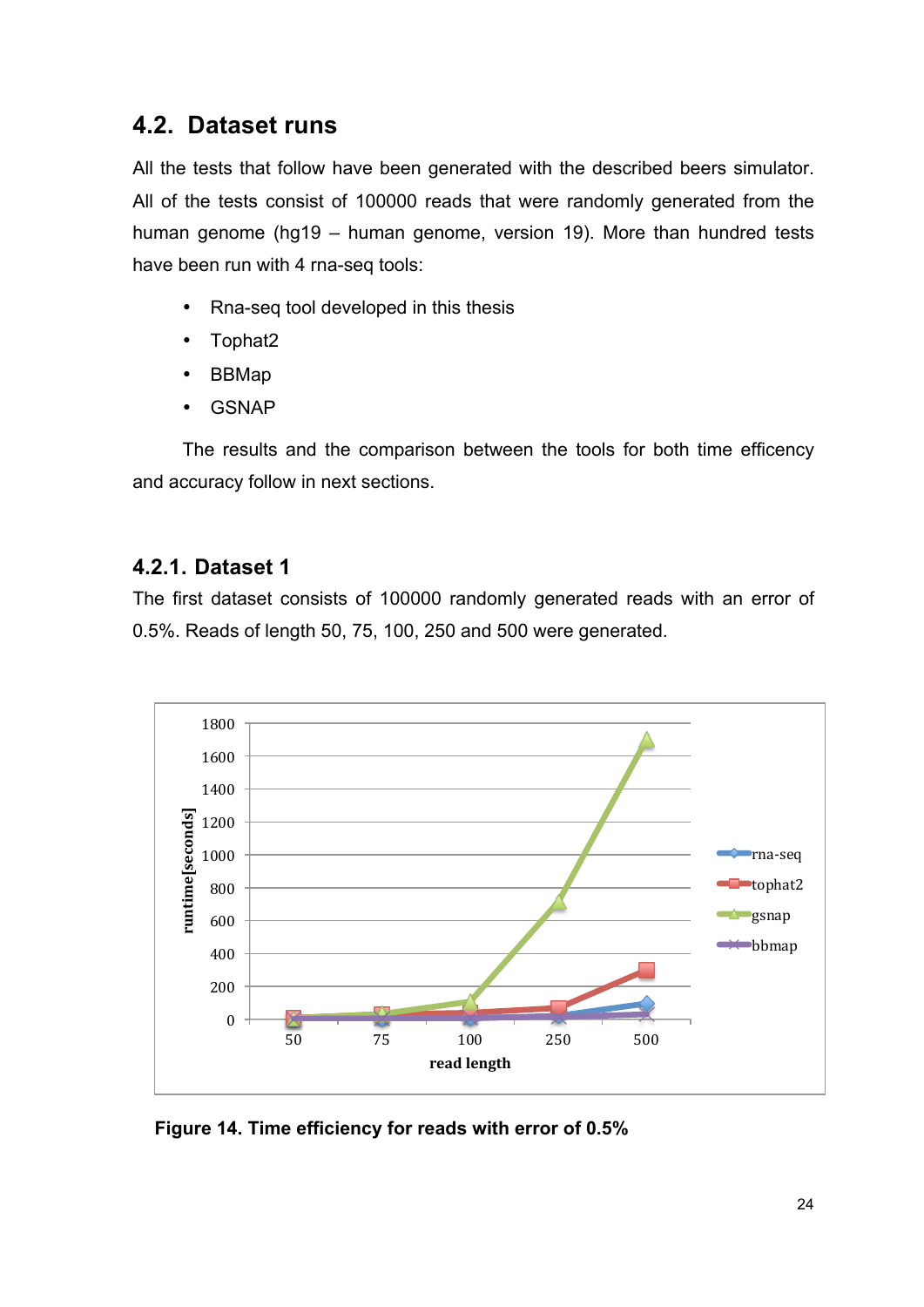## 4.2. Dataset runs

All the tests that follow have been generated with the described beers simulator. All of the tests consist of 100000 reads that were randomly generated from the human genome (hg19 – human genome, version 19). More than hundred tests have been run with 4 rna-seq tools:

- Rna-seq tool developed in this thesis
- Tophat2
- BBMap
- GSNAP

The results and the comparison between the tools for both time efficency and accuracy follow in next sections.

### 4.2.1. Dataset 1

The first dataset consists of 100000 randomly generated reads with an error of 0.5%. Reads of length 50, 75, 100, 250 and 500 were generated.

**Figure 14. Time efficiency for reads with error of 0.5%**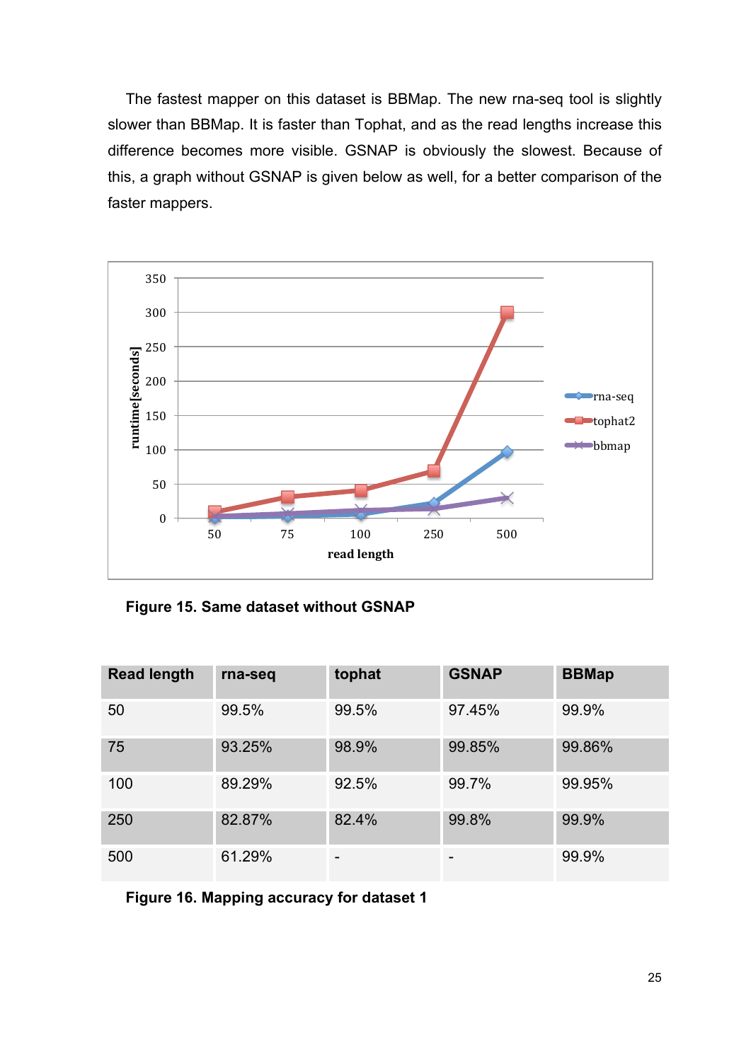The fastest mapper on this dataset is BBMap. The new rna-seq tool is slightly slower than BBMap. It is faster than Tophat, and as the read lengths increase this difference becomes more visible. GSNAP is obviously the slowest. Because of this, a graph without GSNAP is given below as well, for a better comparison of the faster mappers.

**Figure 15. Same dataset without GSNAP**

| Read length | rna-seq | tophat | GSNAP | BBMap |
|---|---|---|---|---|
| 50 | 99.5% | 99.5% | 97.45% | 99.9% |
| 75 | 93.25% | 98.9% | 99.85% | 99.86% |
| 100 | 89.29% | 92.5% | 99.7% | 99.95% |
| 250 | 82.87% | 82.4% | 99.8% | 99.9% |
| 500 | 61.29% | - | - | 99.9% |

**Figure 16. Mapping accuracy for dataset 1**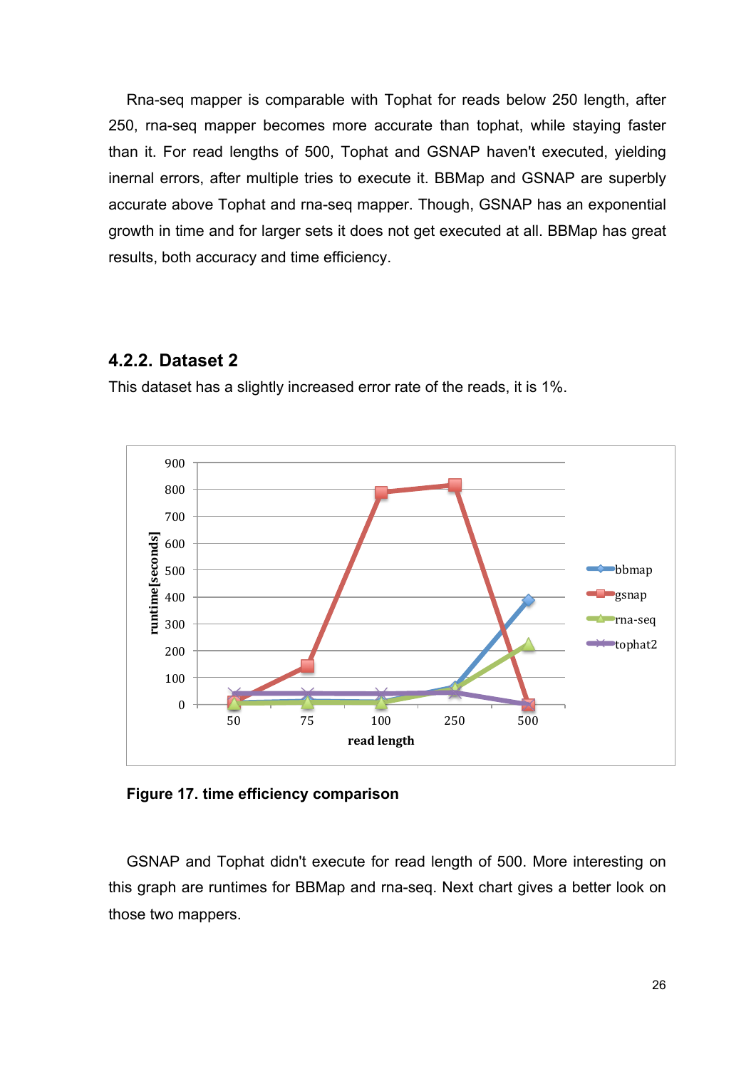Rna-seq mapper is comparable with Tophat for reads below 250 length, after 250, rna-seq mapper becomes more accurate than tophat, while staying faster than it. For read lengths of 500, Tophat and GSNAP haven't executed, yielding inernal errors, after multiple tries to execute it. BBMap and GSNAP are superbly accurate above Tophat and rna-seq mapper. Though, GSNAP has an exponential growth in time and for larger sets it does not get executed at all. BBMap has great results, both accuracy and time efficiency.

### 4.2.2. Dataset 2

This dataset has a slightly increased error rate of the reads, it is 1%.

**Figure 17. time efficiency comparison**

GSNAP and Tophat didn't execute for read length of 500. More interesting on this graph are runtimes for BBMap and rna-seq. Next chart gives a better look on those two mappers.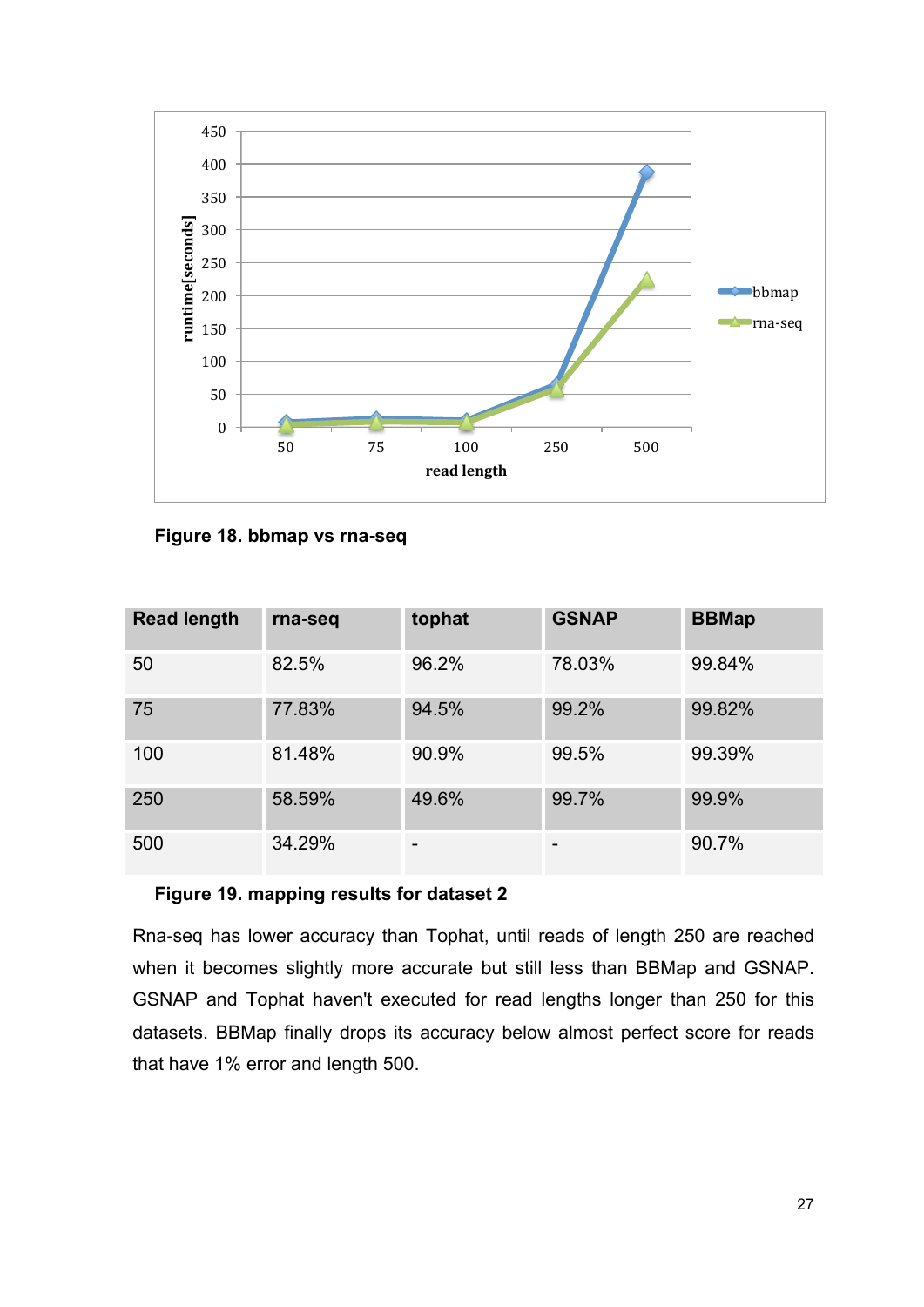Figure 18. bbmap vs rna-seq

| Read length | rna-seq | tophat | GSNAP | BBMap |
|---|---|---|---|---|
| 50 | 82.5% | 96.2% | 78.03% | 99.84% |
| 75 | 77.83% | 94.5% | 99.2% | 99.82% |
| 100 | 81.48% | 90.9% | 99.5% | 99.39% |
| 250 | 58.59% | 49.6% | 99.7% | 99.9% |
| 500 | 34.29% | - | - | 90.7% |

Figure 19. mapping results for dataset 2

Rna-seq has lower accuracy than Tophat, until reads of length 250 are reached when it becomes slightly more accurate but still less than BBMap and GSNAP. GSNAP and Tophat haven't executed for read lengths longer than 250 for this datasets. BBMap finally drops its accuracy below almost perfect score for reads that have 1% error and length 500.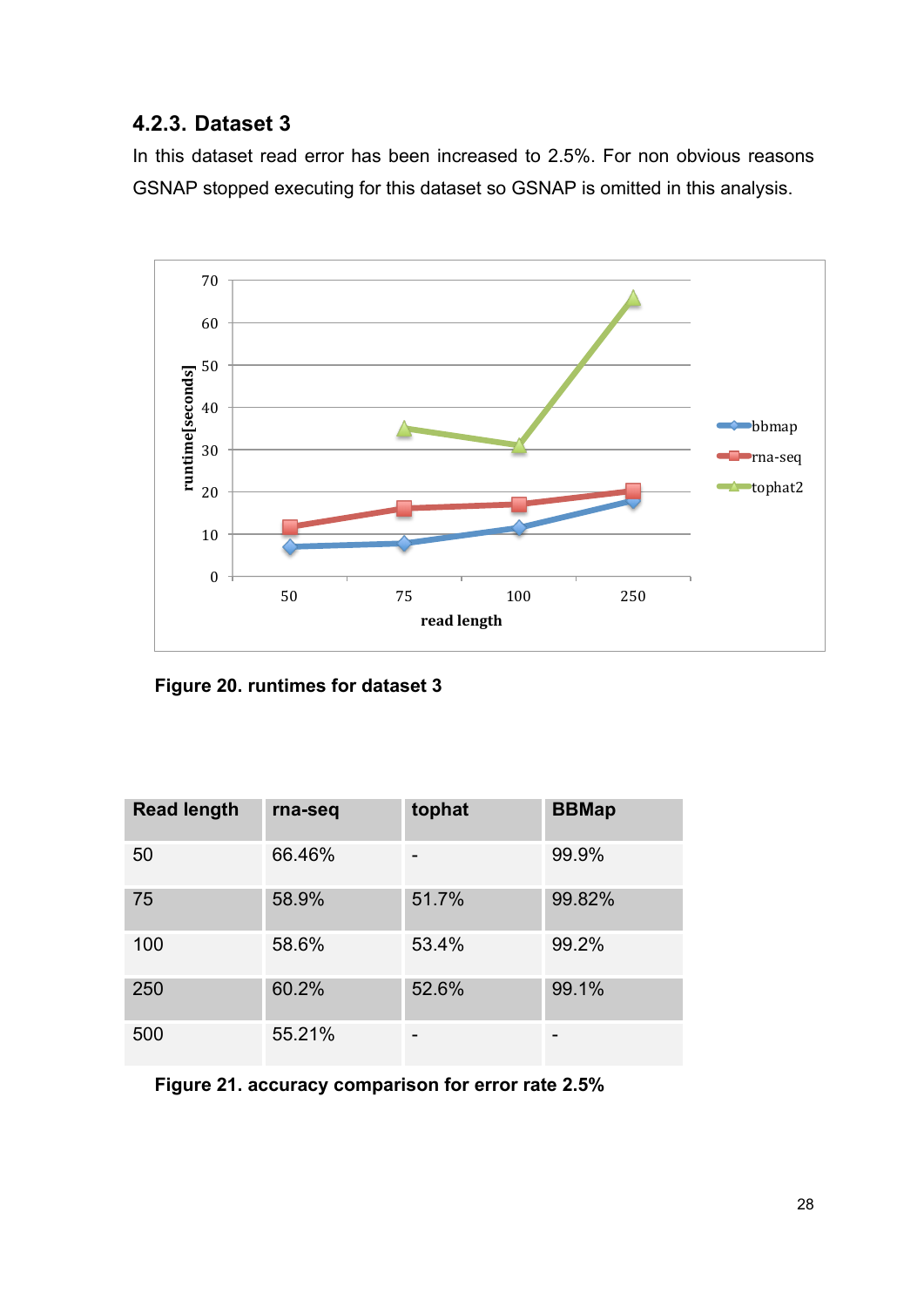### 4.2.3. Dataset 3

In this dataset read error has been increased to 2.5%. For non obvious reasons GSNAP stopped executing for this dataset so GSNAP is omitted in this analysis.

**Figure 20. runtimes for dataset 3**

| Read length | rna-seq | tophat | BBMap |
|---|---|---|---|
| 50 | 66.46% | - | 99.9% |
| 75 | 58.9% | 51.7% | 99.82% |
| 100 | 58.6% | 53.4% | 99.2% |
| 250 | 60.2% | 52.6% | 99.1% |
| 500 | 55.21% | - | - |

**Figure 21. accuracy comparison for error rate 2.5%**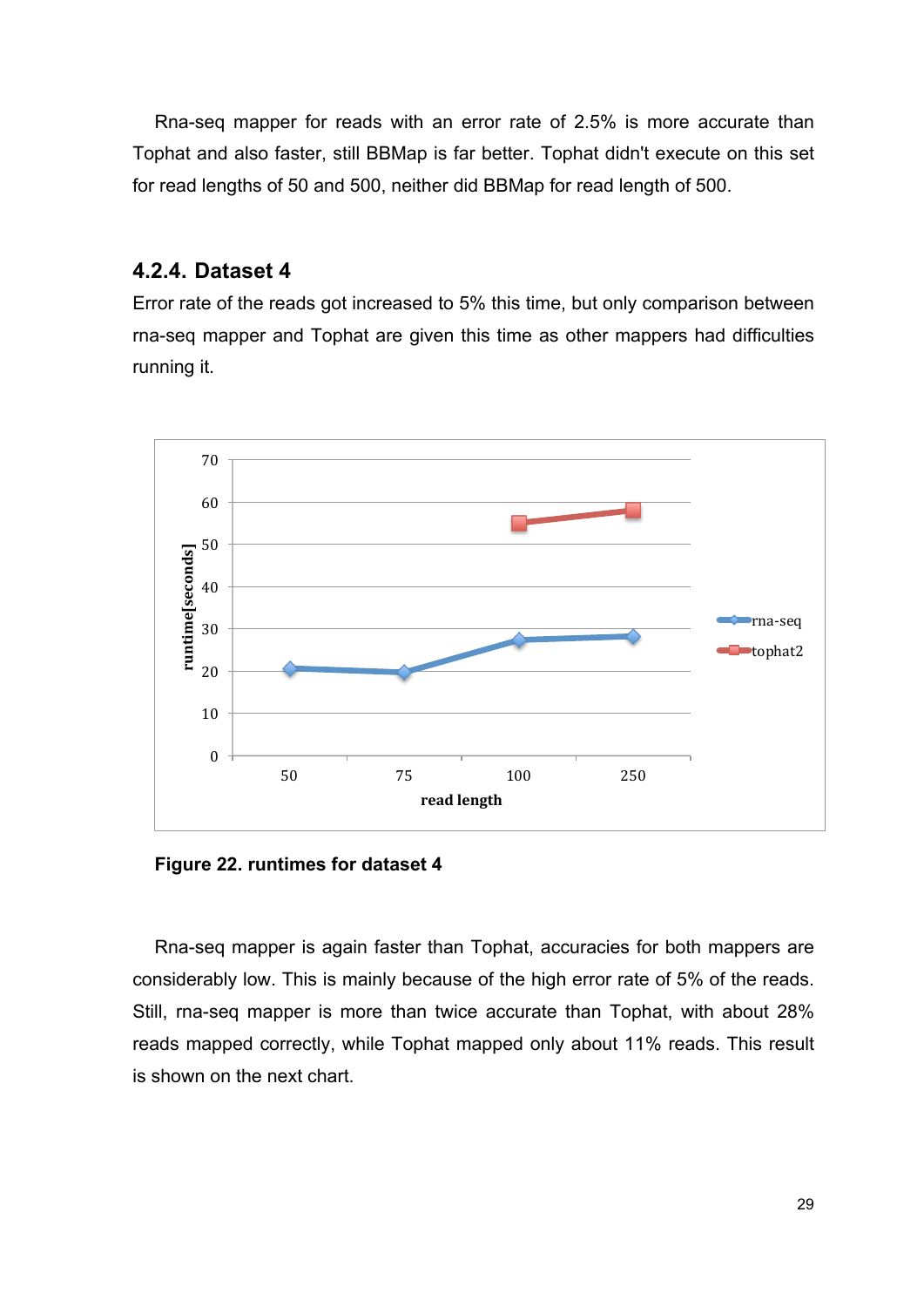Rna-seq mapper for reads with an error rate of 2.5% is more accurate than Tophat and also faster, still BBMap is far better. Tophat didn't execute on this set for read lengths of 50 and 500, neither did BBMap for read length of 500.

### 4.2.4. Dataset 4

Error rate of the reads got increased to 5% this time, but only comparison between rna-seq mapper and Tophat are given this time as other mappers had difficulties running it.

**Figure 22. runtimes for dataset 4**

Rna-seq mapper is again faster than Tophat, accuracies for both mappers are considerably low. This is mainly because of the high error rate of 5% of the reads. Still, rna-seq mapper is more than twice accurate than Tophat, with about 28% reads mapped correctly, while Tophat mapped only about 11% reads. This result is shown on the next chart.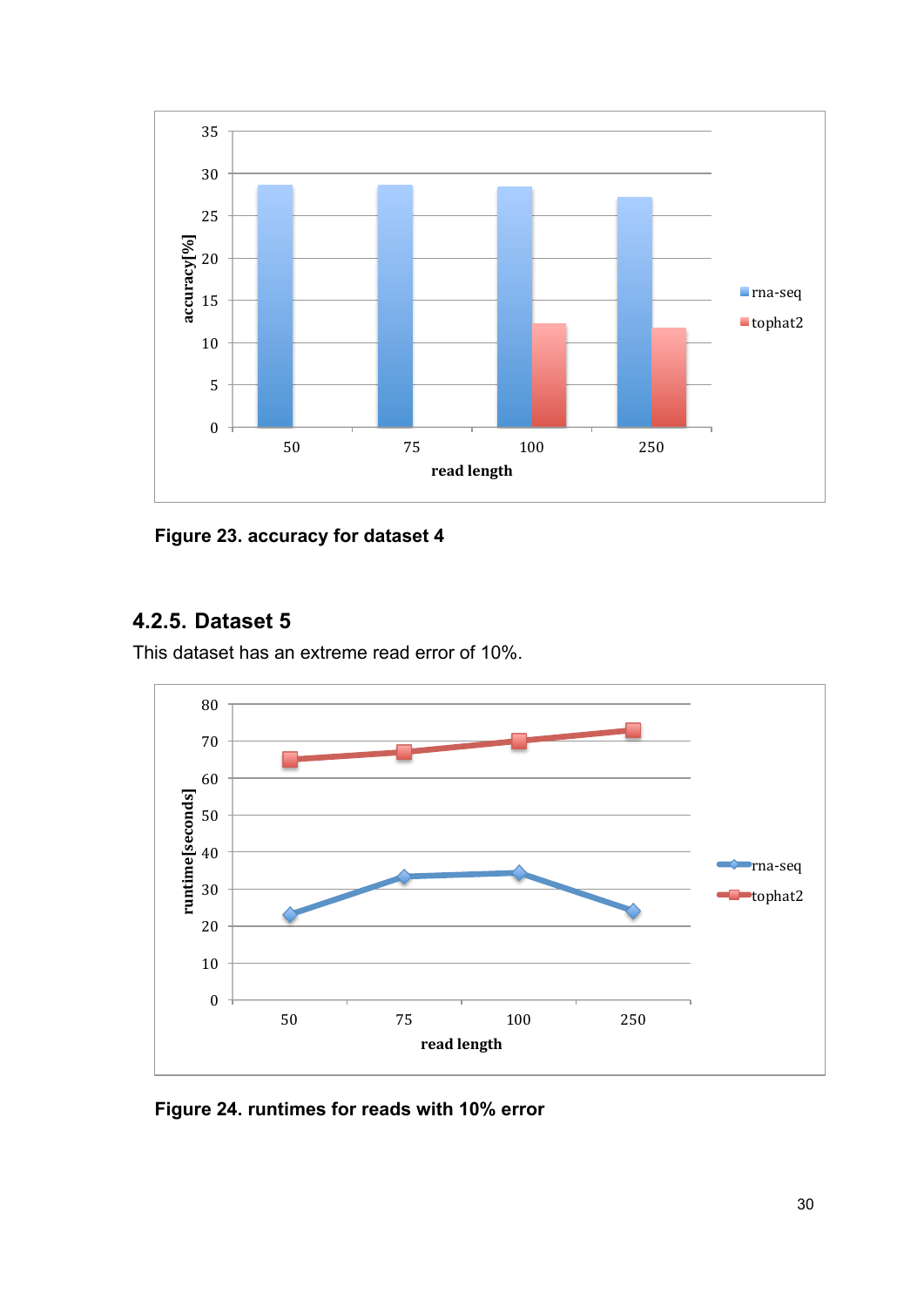Figure 23. accuracy for dataset 4

### 4.2.5. Dataset 5

This dataset has an extreme read error of 10%.

Figure 24. runtimes for reads with 10% error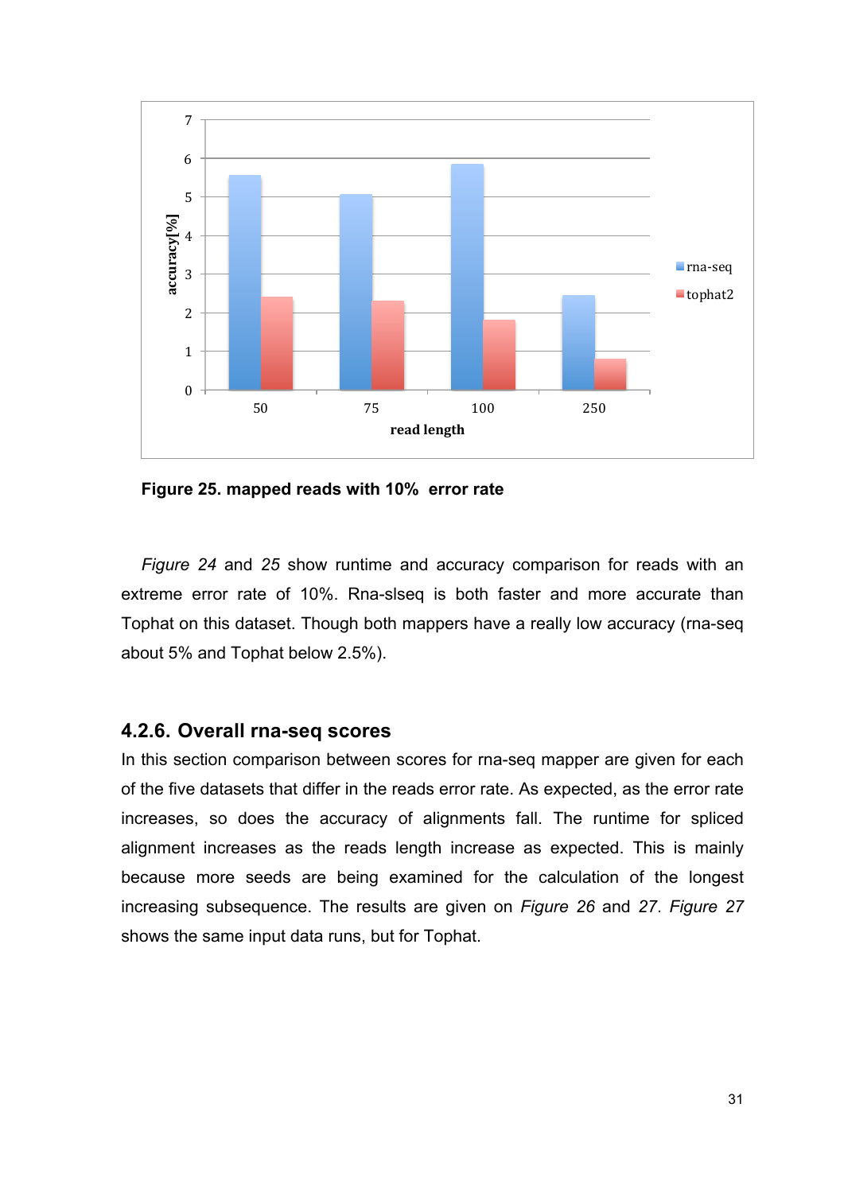Figure 25. mapped reads with 10%  error rate

*Figure 24* and *25* show runtime and accuracy comparison for reads with an extreme error rate of 10%. Rna-slseq is both faster and more accurate than Tophat on this dataset. Though both mappers have a really low accuracy (rna-seq about 5% and Tophat below 2.5%).

### 4.2.6. Overall rna-seq scores

In this section comparison between scores for rna-seq mapper are given for each of the five datasets that differ in the reads error rate. As expected, as the error rate increases, so does the accuracy of alignments fall. The runtime for spliced alignment increases as the reads length increase as expected. This is mainly because more seeds are being examined for the calculation of the longest increasing subsequence. The results are given on *Figure 26* and *27*. *Figure 27* shows the same input data runs, but for Tophat.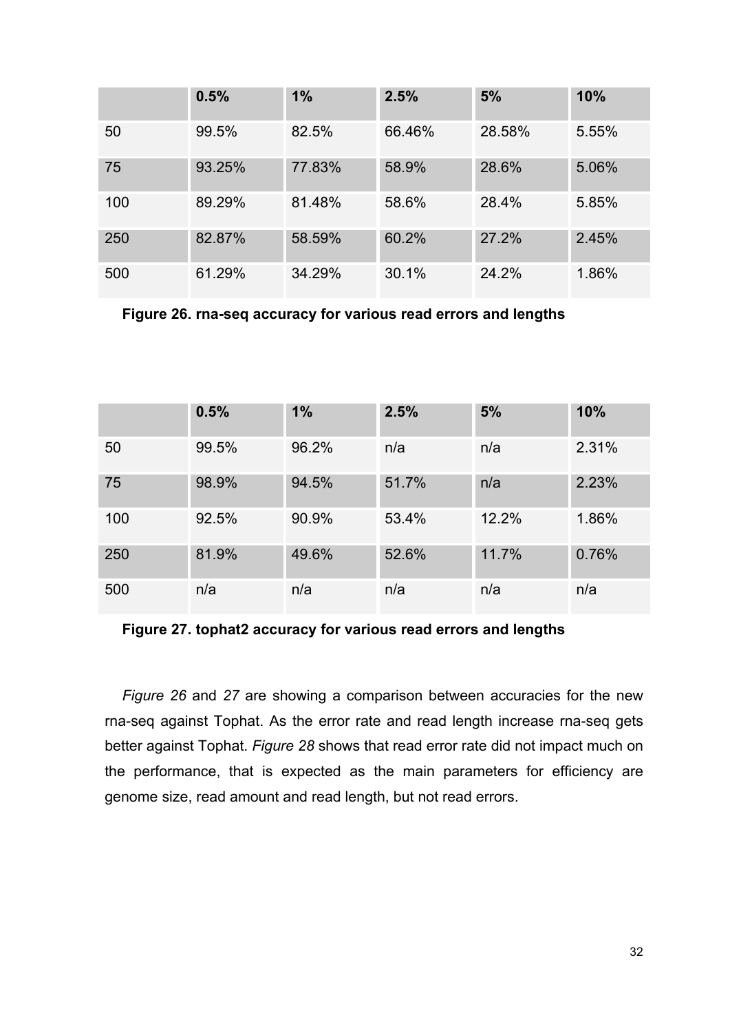| | 0.5% | 1% | 2.5% | 5% | 10% |
|---|---|---|---|---|---|
| 50 | 99.5% | 82.5% | 66.46% | 28.58% | 5.55% |
| 75 | 93.25% | 77.83% | 58.9% | 28.6% | 5.06% |
| 100 | 89.29% | 81.48% | 58.6% | 28.4% | 5.85% |
| 250 | 82.87% | 58.59% | 60.2% | 27.2% | 2.45% |
| 500 | 61.29% | 34.29% | 30.1% | 24.2% | 1.86% |

**Figure 26. rna-seq accuracy for various read errors and lengths**

| | 0.5% | 1% | 2.5% | 5% | 10% |
|---|---|---|---|---|---|
| 50 | 99.5% | 96.2% | n/a | n/a | 2.31% |
| 75 | 98.9% | 94.5% | 51.7% | n/a | 2.23% |
| 100 | 92.5% | 90.9% | 53.4% | 12.2% | 1.86% |
| 250 | 81.9% | 49.6% | 52.6% | 11.7% | 0.76% |
| 500 | n/a | n/a | n/a | n/a | n/a |

**Figure 27. tophat2 accuracy for various read errors and lengths**

*Figure 26* and *27* are showing a comparison between accuracies for the new rna-seq against Tophat. As the error rate and read length increase rna-seq gets better against Tophat. *Figure 28* shows that read error rate did not impact much on the performance, that is expected as the main parameters for efficiency are genome size, read amount and read length, but not read errors.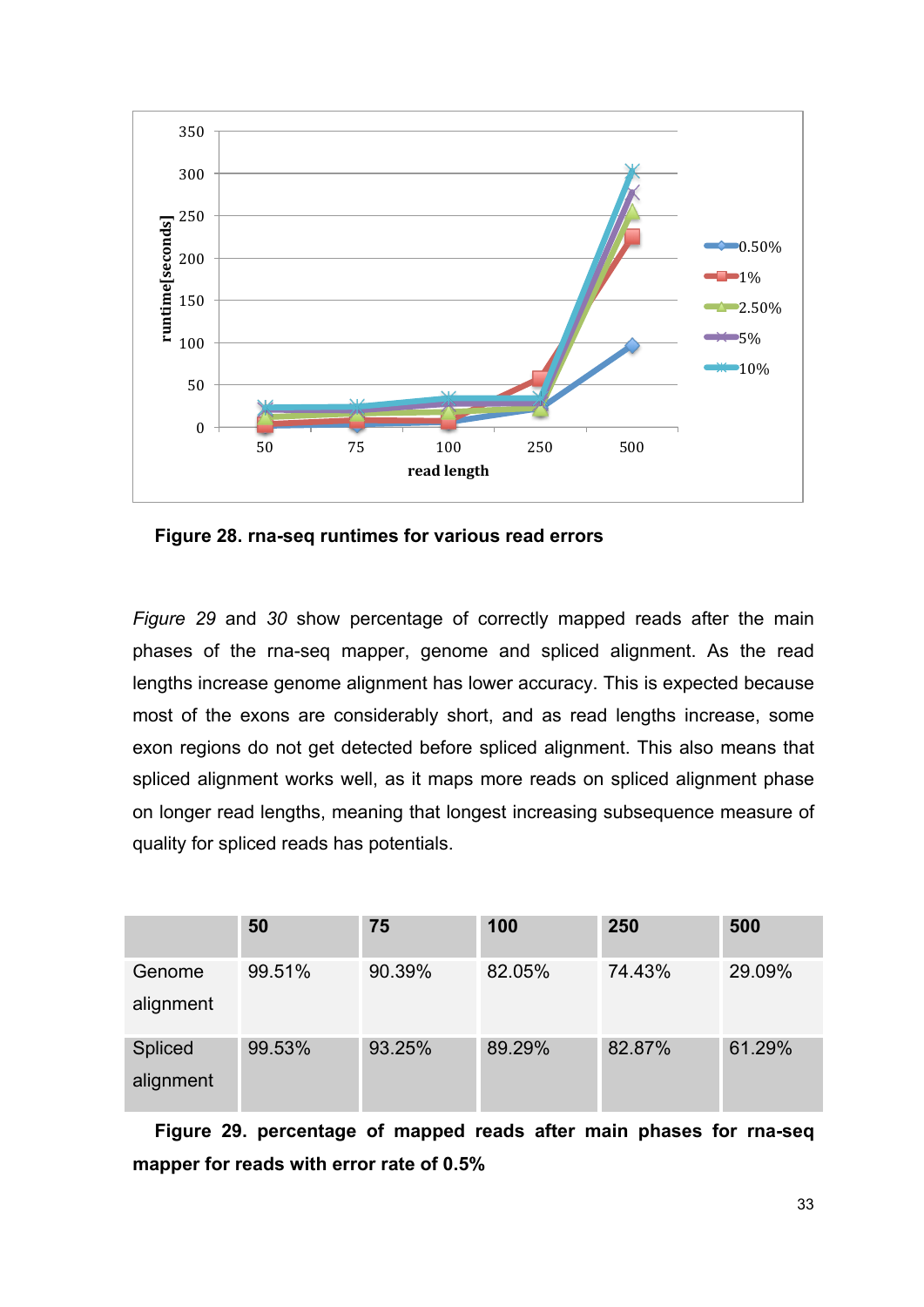Figure 28. rna-seq runtimes for various read errors

*Figure 29* and *30* show percentage of correctly mapped reads after the main phases of the rna-seq mapper, genome and spliced alignment. As the read lengths increase genome alignment has lower accuracy. This is expected because most of the exons are considerably short, and as read lengths increase, some exon regions do not get detected before spliced alignment. This also means that spliced alignment works well, as it maps more reads on spliced alignment phase on longer read lengths, meaning that longest increasing subsequence measure of quality for spliced reads has potentials.

| | 50 | 75 | 100 | 250 | 500 |
|---|---|---|---|---|---|
| Genome alignment | 99.51% | 90.39% | 82.05% | 74.43% | 29.09% |
| Spliced alignment | 99.53% | 93.25% | 89.29% | 82.87% | 61.29% |

**Figure 29. percentage of mapped reads after main phases for rna-seq mapper for reads with error rate of 0.5%**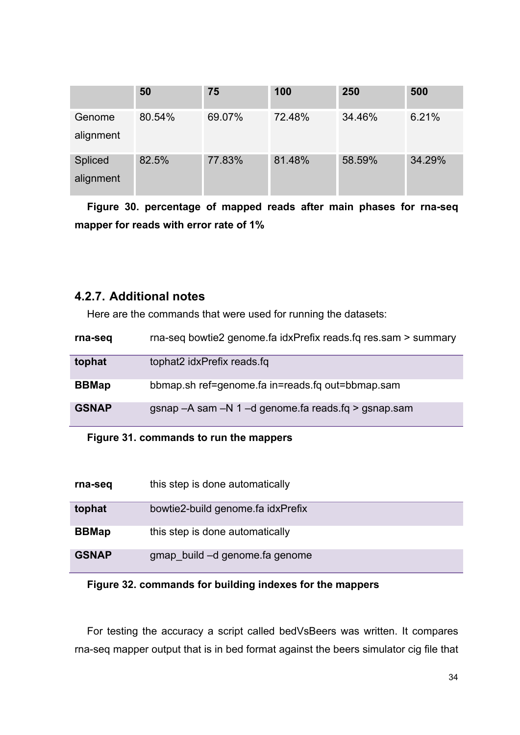| | 50 | 75 | 100 | 250 | 500 |
|---|---|---|---|---|---|
| Genome alignment | 80.54% | 69.07% | 72.48% | 34.46% | 6.21% |
| Spliced alignment | 82.5% | 77.83% | 81.48% | 58.59% | 34.29% |

**Figure 30. percentage of mapped reads after main phases for rna-seq mapper for reads with error rate of 1%**

### 4.2.7. Additional notes

Here are the commands that were used for running the datasets:

| | |
|---|---|
| **rna-seq** | rna-seq bowtie2 genome.fa idxPrefix reads.fq res.sam > summary |
| **tophat** | tophat2 idxPrefix reads.fq |
| **BBMap** | bbmap.sh ref=genome.fa in=reads.fq out=bbmap.sam |
| **GSNAP** | gsnap –A sam –N 1 –d genome.fa reads.fq > gsnap.sam |

**Figure 31. commands to run the mappers**

| | |
|---|---|
| **rna-seq** | this step is done automatically |
| **tophat** | bowtie2-build genome.fa idxPrefix |
| **BBMap** | this step is done automatically |
| **GSNAP** | gmap_build –d genome.fa genome |

**Figure 32. commands for building indexes for the mappers**

For testing the accuracy a script called bedVsBeers was written. It compares rna-seq mapper output that is in bed format against the beers simulator cig file that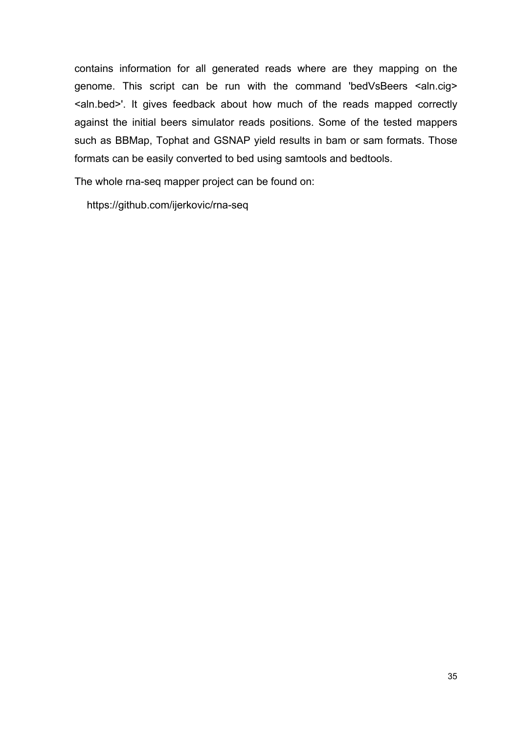contains information for all generated reads where are they mapping on the genome. This script can be run with the command 'bedVsBeers <aln.cig> <aln.bed>'. It gives feedback about how much of the reads mapped correctly against the initial beers simulator reads positions. Some of the tested mappers such as BBMap, Tophat and GSNAP yield results in bam or sam formats. Those formats can be easily converted to bed using samtools and bedtools.

The whole rna-seq mapper project can be found on:

https://github.com/ijerkovic/rna-seq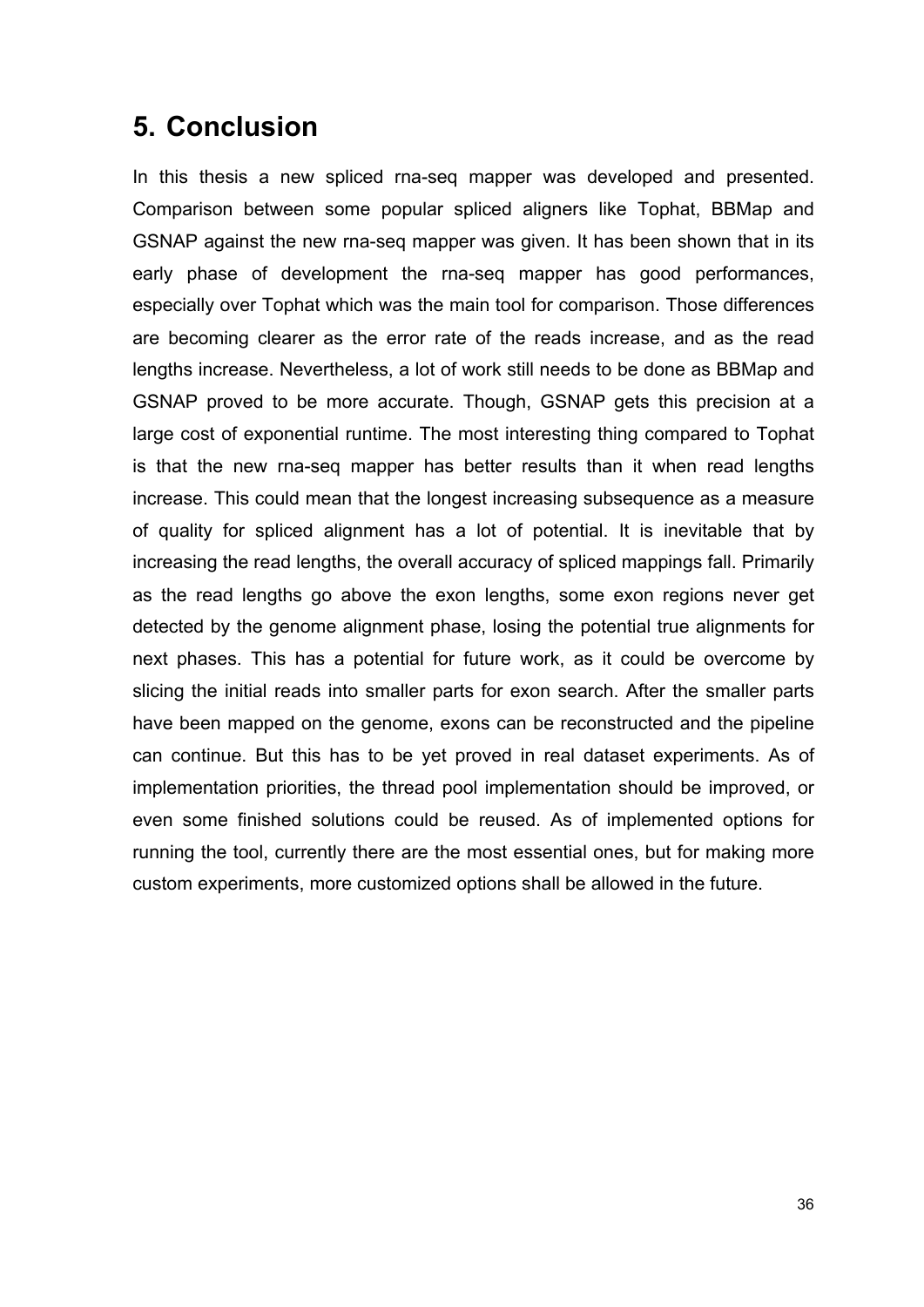## 5. Conclusion

In this thesis a new spliced rna-seq mapper was developed and presented. Comparison between some popular spliced aligners like Tophat, BBMap and GSNAP against the new rna-seq mapper was given. It has been shown that in its early phase of development the rna-seq mapper has good performances, especially over Tophat which was the main tool for comparison. Those differences are becoming clearer as the error rate of the reads increase, and as the read lengths increase. Nevertheless, a lot of work still needs to be done as BBMap and GSNAP proved to be more accurate. Though, GSNAP gets this precision at a large cost of exponential runtime. The most interesting thing compared to Tophat is that the new rna-seq mapper has better results than it when read lengths increase. This could mean that the longest increasing subsequence as a measure of quality for spliced alignment has a lot of potential. It is inevitable that by increasing the read lengths, the overall accuracy of spliced mappings fall. Primarily as the read lengths go above the exon lengths, some exon regions never get detected by the genome alignment phase, losing the potential true alignments for next phases. This has a potential for future work, as it could be overcome by slicing the initial reads into smaller parts for exon search. After the smaller parts have been mapped on the genome, exons can be reconstructed and the pipeline can continue. But this has to be yet proved in real dataset experiments. As of implementation priorities, the thread pool implementation should be improved, or even some finished solutions could be reused. As of implemented options for running the tool, currently there are the most essential ones, but for making more custom experiments, more customized options shall be allowed in the future.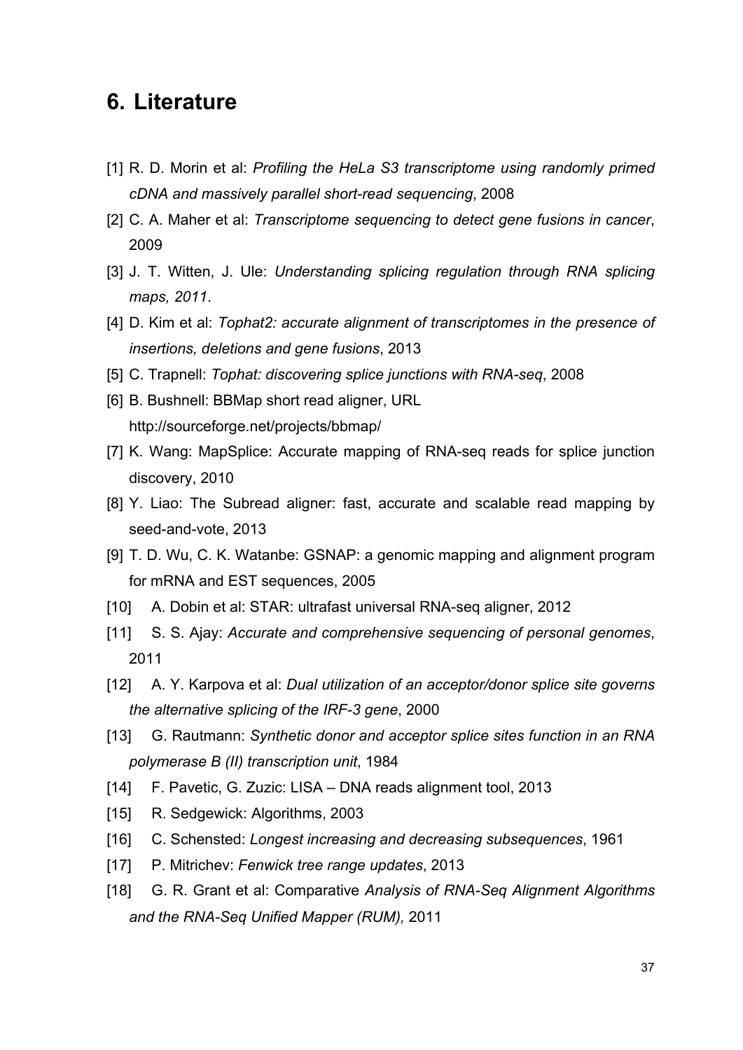# 6. Literature

[1] R. D. Morin et al: *Profiling the HeLa S3 transcriptome using randomly primed cDNA and massively parallel short-read sequencing*, 2008

[2] C. A. Maher et al: *Transcriptome sequencing to detect gene fusions in cancer*, 2009

[3] J. T. Witten, J. Ule: *Understanding splicing regulation through RNA splicing maps, 2011*.

[4] D. Kim et al: *Tophat2: accurate alignment of transcriptomes in the presence of insertions, deletions and gene fusions*, 2013

[5] C. Trapnell: *Tophat: discovering splice junctions with RNA-seq*, 2008

[6] B. Bushnell: BBMap short read aligner, URL http://sourceforge.net/projects/bbmap/

[7] K. Wang: MapSplice: Accurate mapping of RNA-seq reads for splice junction discovery, 2010

[8] Y. Liao: The Subread aligner: fast, accurate and scalable read mapping by seed-and-vote, 2013

[9] T. D. Wu, C. K. Watanbe: GSNAP: a genomic mapping and alignment program for mRNA and EST sequences, 2005

[10] A. Dobin et al: STAR: ultrafast universal RNA-seq aligner, 2012

[11] S. S. Ajay: *Accurate and comprehensive sequencing of personal genomes*, 2011

[12] A. Y. Karpova et al: *Dual utilization of an acceptor/donor splice site governs the alternative splicing of the IRF-3 gene*, 2000

[13] G. Rautmann: *Synthetic donor and acceptor splice sites function in an RNA polymerase B (II) transcription unit*, 1984

[14] F. Pavetic, G. Zuzic: LISA – DNA reads alignment tool, 2013

[15] R. Sedgewick: Algorithms, 2003

[16] C. Schensted: *Longest increasing and decreasing subsequences*, 1961

[17] P. Mitrichev: *Fenwick tree range updates*, 2013

[18] G. R. Grant et al: Comparative *Analysis of RNA-Seq Alignment Algorithms and the RNA-Seq Unified Mapper (RUM),* 2011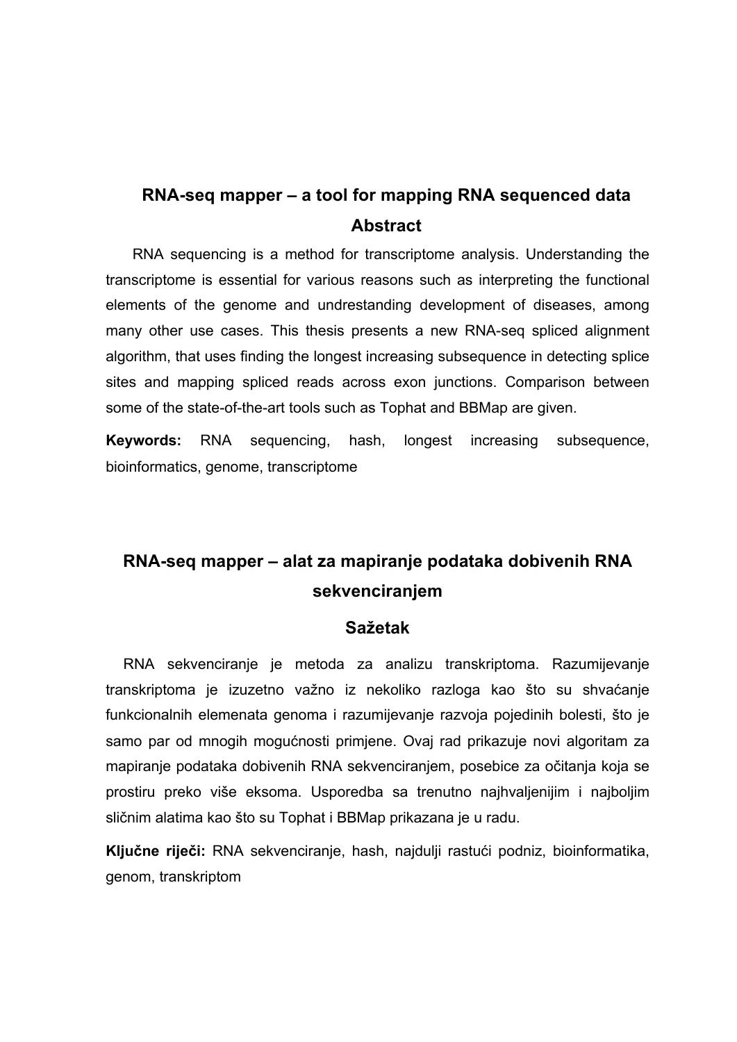## RNA-seq mapper – a tool for mapping RNA sequenced data

## Abstract

RNA sequencing is a method for transcriptome analysis. Understanding the transcriptome is essential for various reasons such as interpreting the functional elements of the genome and undrestanding development of diseases, among many other use cases. This thesis presents a new RNA-seq spliced alignment algorithm, that uses finding the longest increasing subsequence in detecting splice sites and mapping spliced reads across exon junctions. Comparison between some of the state-of-the-art tools such as Tophat and BBMap are given.

**Keywords:** RNA sequencing, hash, longest increasing subsequence, bioinformatics, genome, transcriptome

## RNA-seq mapper – alat za mapiranje podataka dobivenih RNA sekvenciranjem

## Sažetak

RNA sekvenciranje je metoda za analizu transkriptoma. Razumijevanje transkriptoma je izuzetno važno iz nekoliko razloga kao što su shvaćanje funkcionalnih elemenata genoma i razumijevanje razvoja pojedinih bolesti, što je samo par od mnogih mogućnosti primjene. Ovaj rad prikazuje novi algoritam za mapiranje podataka dobivenih RNA sekvenciranjem, posebice za očitanja koja se prostiru preko više eksoma. Usporedba sa trenutno najhvaljenijim i najboljim sličnim alatima kao što su Tophat i BBMap prikazana je u radu.

**Ključne riječi:** RNA sekvenciranje, hash, najdulji rastući podniz, bioinformatika, genom, transkriptom